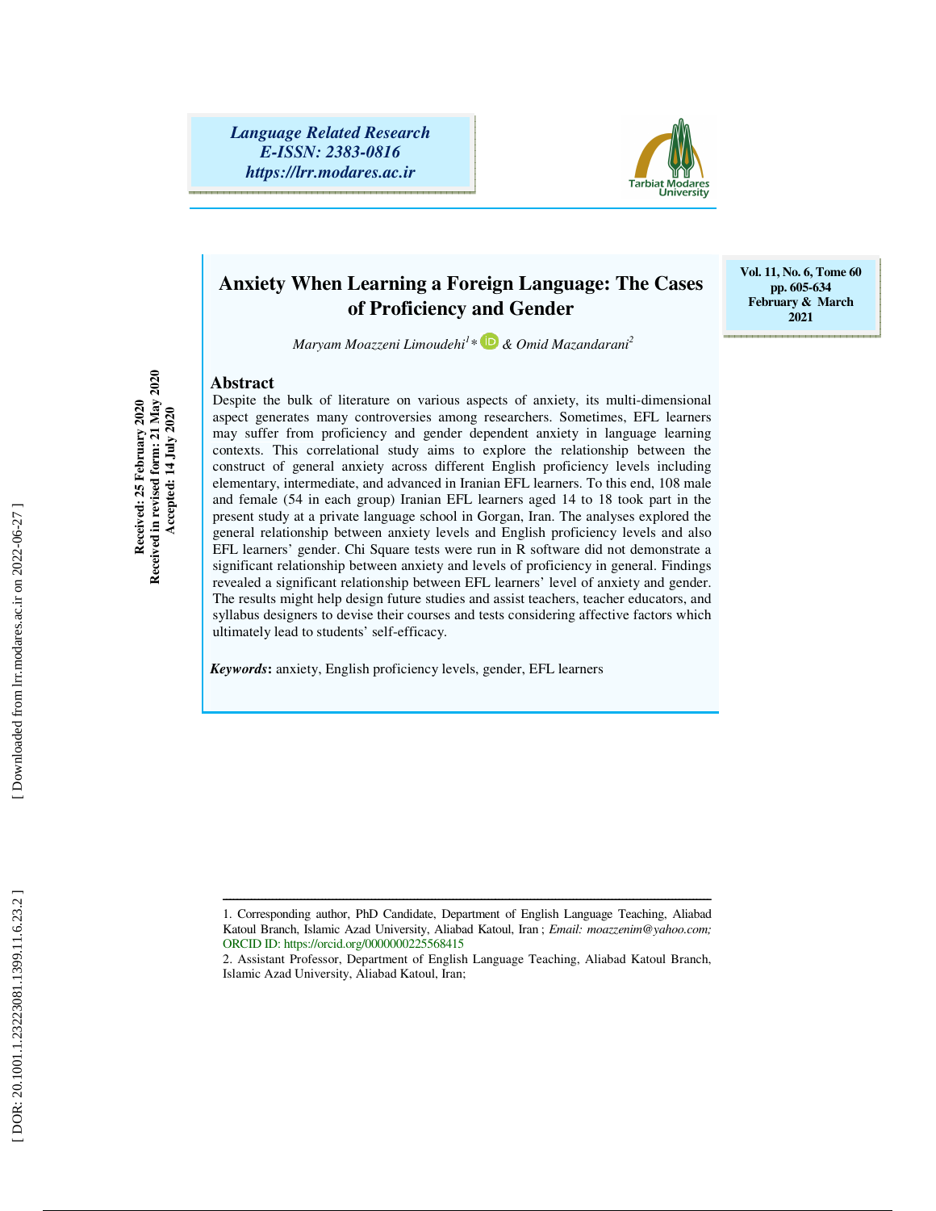Language Related Research
E-ISSN: 2383-0816
https://lrr.modares.ac.ir

Vol. 11, No. 6, Tome 60
pp. 605-634
February & March 2021

# Anxiety When Learning a Foreign Language: The Cases of Proficiency and Gender

*Maryam Moazzeni Limoudehi[1]\* & Omid Mazandarani[2]*

Received: 25 February 2020
Received in revised form: 21 May 2020
Accepted: 14 July 2020

## Abstract

Despite the bulk of literature on various aspects of anxiety, its multi-dimensional aspect generates many controversies among researchers. Sometimes, EFL learners may suffer from proficiency and gender dependent anxiety in language learning contexts. This correlational study aims to explore the relationship between the construct of general anxiety across different English proficiency levels including elementary, intermediate, and advanced in Iranian EFL learners. To this end, 108 male and female (54 in each group) Iranian EFL learners aged 14 to 18 took part in the present study at a private language school in Gorgan, Iran. The analyses explored the general relationship between anxiety levels and English proficiency levels and also EFL learners' gender. Chi Square tests were run in R software did not demonstrate a significant relationship between anxiety and levels of proficiency in general. Findings revealed a significant relationship between EFL learners' level of anxiety and gender. The results might help design future studies and assist teachers, teacher educators, and syllabus designers to devise their courses and tests considering affective factors which ultimately lead to students' self-efficacy.

***Keywords*:** anxiety, English proficiency levels, gender, EFL learners

---

1. Corresponding author, PhD Candidate, Department of English Language Teaching, Aliabad Katoul Branch, Islamic Azad University, Aliabad Katoul, Iran ; *Email: moazzenim@yahoo.com;* ORCID ID: https://orcid.org/0000000225568415

2. Assistant Professor, Department of English Language Teaching, Aliabad Katoul Branch, Islamic Azad University, Aliabad Katoul, Iran;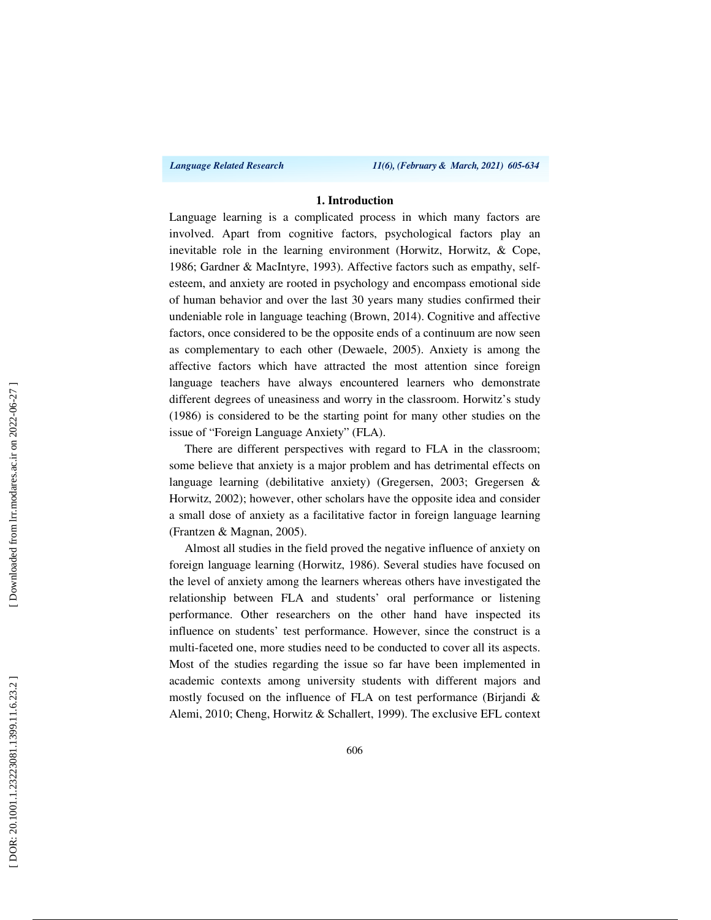## 1. Introduction

Language learning is a complicated process in which many factors are involved. Apart from cognitive factors, psychological factors play an inevitable role in the learning environment (Horwitz, Horwitz, & Cope, 1986; Gardner & MacIntyre, 1993). Affective factors such as empathy, self-esteem, and anxiety are rooted in psychology and encompass emotional side of human behavior and over the last 30 years many studies confirmed their undeniable role in language teaching (Brown, 2014). Cognitive and affective factors, once considered to be the opposite ends of a continuum are now seen as complementary to each other (Dewaele, 2005). Anxiety is among the affective factors which have attracted the most attention since foreign language teachers have always encountered learners who demonstrate different degrees of uneasiness and worry in the classroom. Horwitz's study (1986) is considered to be the starting point for many other studies on the issue of "Foreign Language Anxiety" (FLA).

There are different perspectives with regard to FLA in the classroom; some believe that anxiety is a major problem and has detrimental effects on language learning (debilitative anxiety) (Gregersen, 2003; Gregersen & Horwitz, 2002); however, other scholars have the opposite idea and consider a small dose of anxiety as a facilitative factor in foreign language learning (Frantzen & Magnan, 2005).

Almost all studies in the field proved the negative influence of anxiety on foreign language learning (Horwitz, 1986). Several studies have focused on the level of anxiety among the learners whereas others have investigated the relationship between FLA and students' oral performance or listening performance. Other researchers on the other hand have inspected its influence on students' test performance. However, since the construct is a multi-faceted one, more studies need to be conducted to cover all its aspects. Most of the studies regarding the issue so far have been implemented in academic contexts among university students with different majors and mostly focused on the influence of FLA on test performance (Birjandi & Alemi, 2010; Cheng, Horwitz & Schallert, 1999). The exclusive EFL context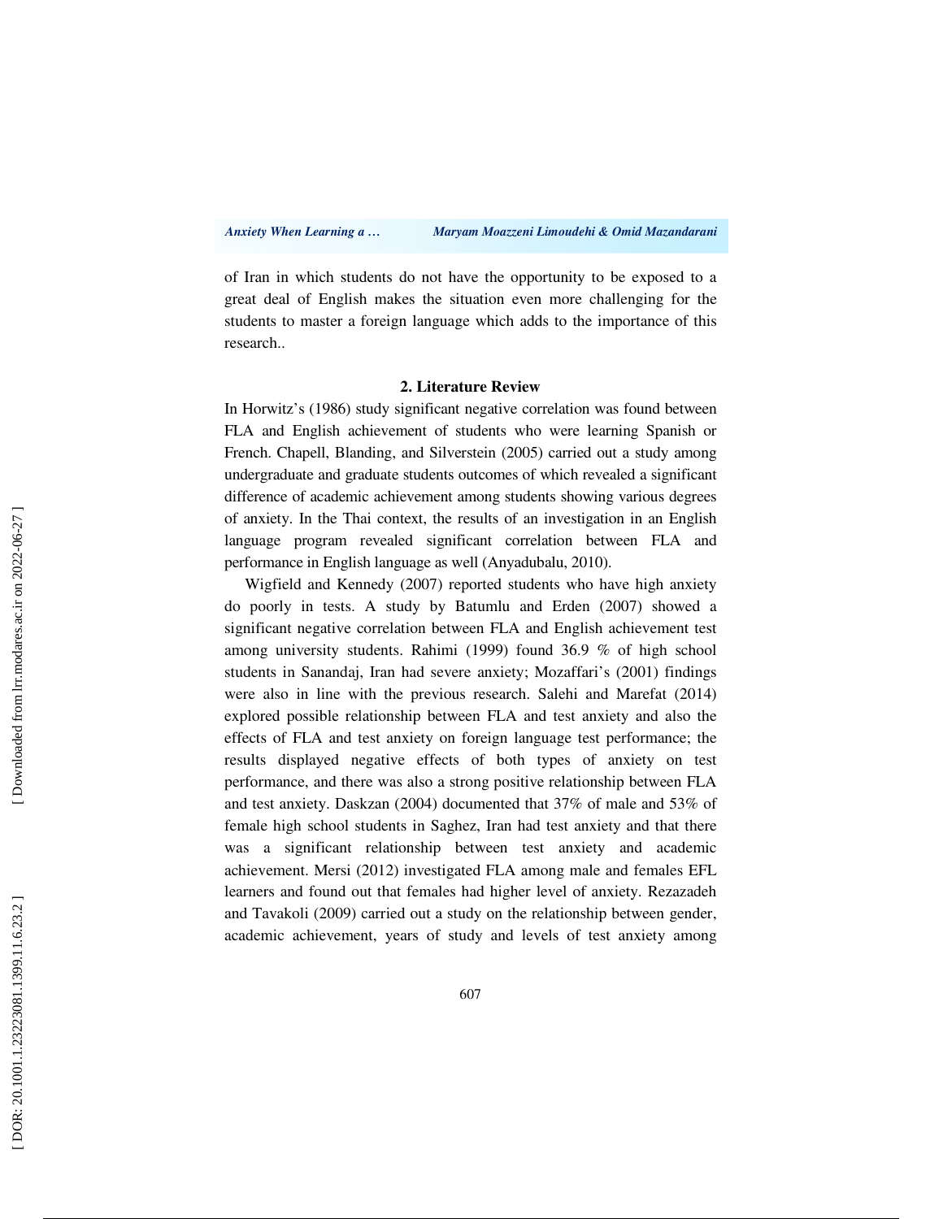of Iran in which students do not have the opportunity to be exposed to a great deal of English makes the situation even more challenging for the students to master a foreign language which adds to the importance of this research..

## 2. Literature Review

In Horwitz's (1986) study significant negative correlation was found between FLA and English achievement of students who were learning Spanish or French. Chapell, Blanding, and Silverstein (2005) carried out a study among undergraduate and graduate students outcomes of which revealed a significant difference of academic achievement among students showing various degrees of anxiety. In the Thai context, the results of an investigation in an English language program revealed significant correlation between FLA and performance in English language as well (Anyadubalu, 2010).

Wigfield and Kennedy (2007) reported students who have high anxiety do poorly in tests. A study by Batumlu and Erden (2007) showed a significant negative correlation between FLA and English achievement test among university students. Rahimi (1999) found 36.9 % of high school students in Sanandaj, Iran had severe anxiety; Mozaffari's (2001) findings were also in line with the previous research. Salehi and Marefat (2014) explored possible relationship between FLA and test anxiety and also the effects of FLA and test anxiety on foreign language test performance; the results displayed negative effects of both types of anxiety on test performance, and there was also a strong positive relationship between FLA and test anxiety. Daskzan (2004) documented that 37% of male and 53% of female high school students in Saghez, Iran had test anxiety and that there was a significant relationship between test anxiety and academic achievement. Mersi (2012) investigated FLA among male and females EFL learners and found out that females had higher level of anxiety. Rezazadeh and Tavakoli (2009) carried out a study on the relationship between gender, academic achievement, years of study and levels of test anxiety among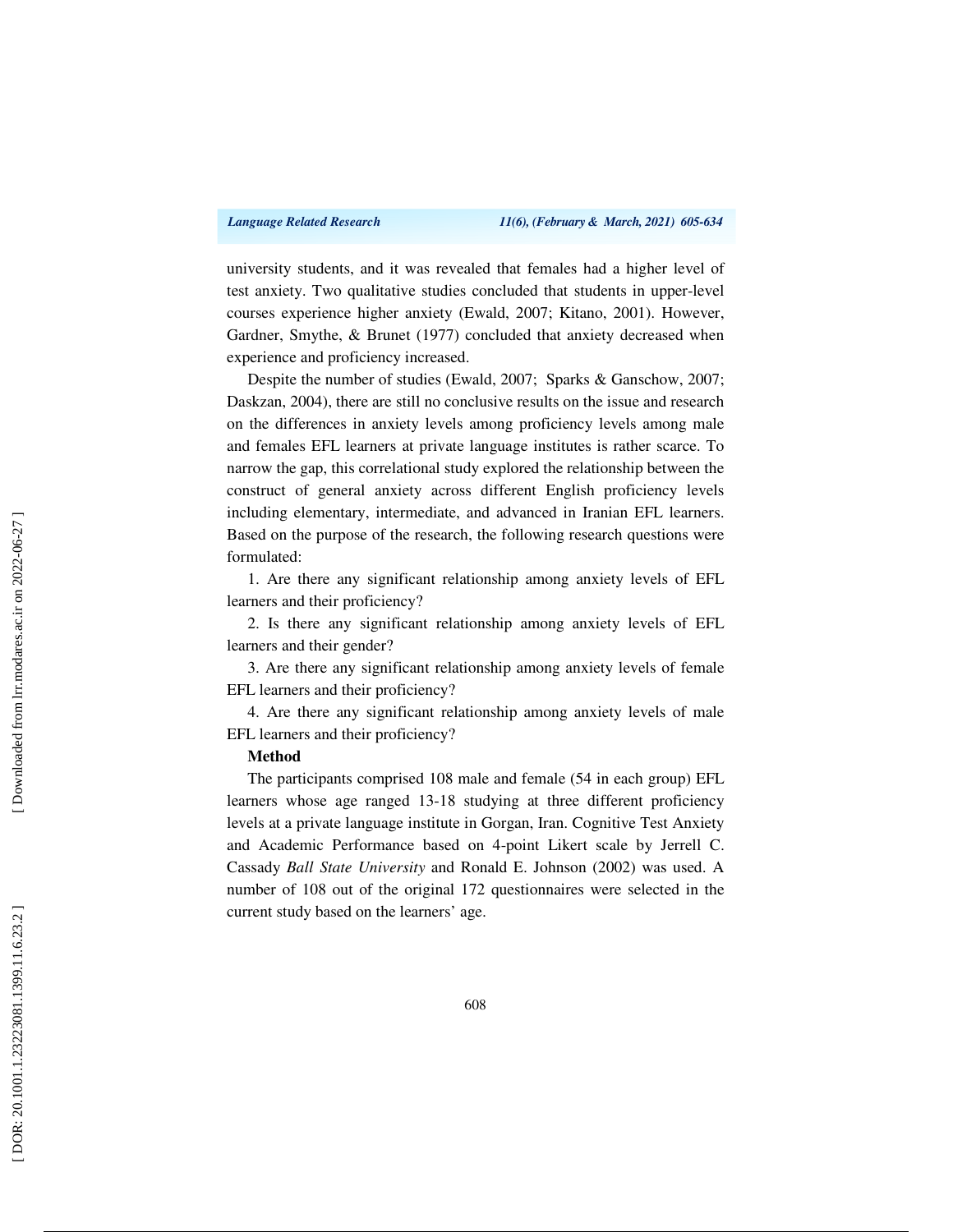university students, and it was revealed that females had a higher level of test anxiety. Two qualitative studies concluded that students in upper-level courses experience higher anxiety (Ewald, 2007; Kitano, 2001). However, Gardner, Smythe, & Brunet (1977) concluded that anxiety decreased when experience and proficiency increased.

Despite the number of studies (Ewald, 2007; Sparks & Ganschow, 2007; Daskzan, 2004), there are still no conclusive results on the issue and research on the differences in anxiety levels among proficiency levels among male and females EFL learners at private language institutes is rather scarce. To narrow the gap, this correlational study explored the relationship between the construct of general anxiety across different English proficiency levels including elementary, intermediate, and advanced in Iranian EFL learners. Based on the purpose of the research, the following research questions were formulated:

1. Are there any significant relationship among anxiety levels of EFL learners and their proficiency?
2. Is there any significant relationship among anxiety levels of EFL learners and their gender?
3. Are there any significant relationship among anxiety levels of female EFL learners and their proficiency?
4. Are there any significant relationship among anxiety levels of male EFL learners and their proficiency?

**Method**

The participants comprised 108 male and female (54 in each group) EFL learners whose age ranged 13-18 studying at three different proficiency levels at a private language institute in Gorgan, Iran. Cognitive Test Anxiety and Academic Performance based on 4-point Likert scale by Jerrell C. Cassady *Ball State University* and Ronald E. Johnson (2002) was used. A number of 108 out of the original 172 questionnaires were selected in the current study based on the learners' age.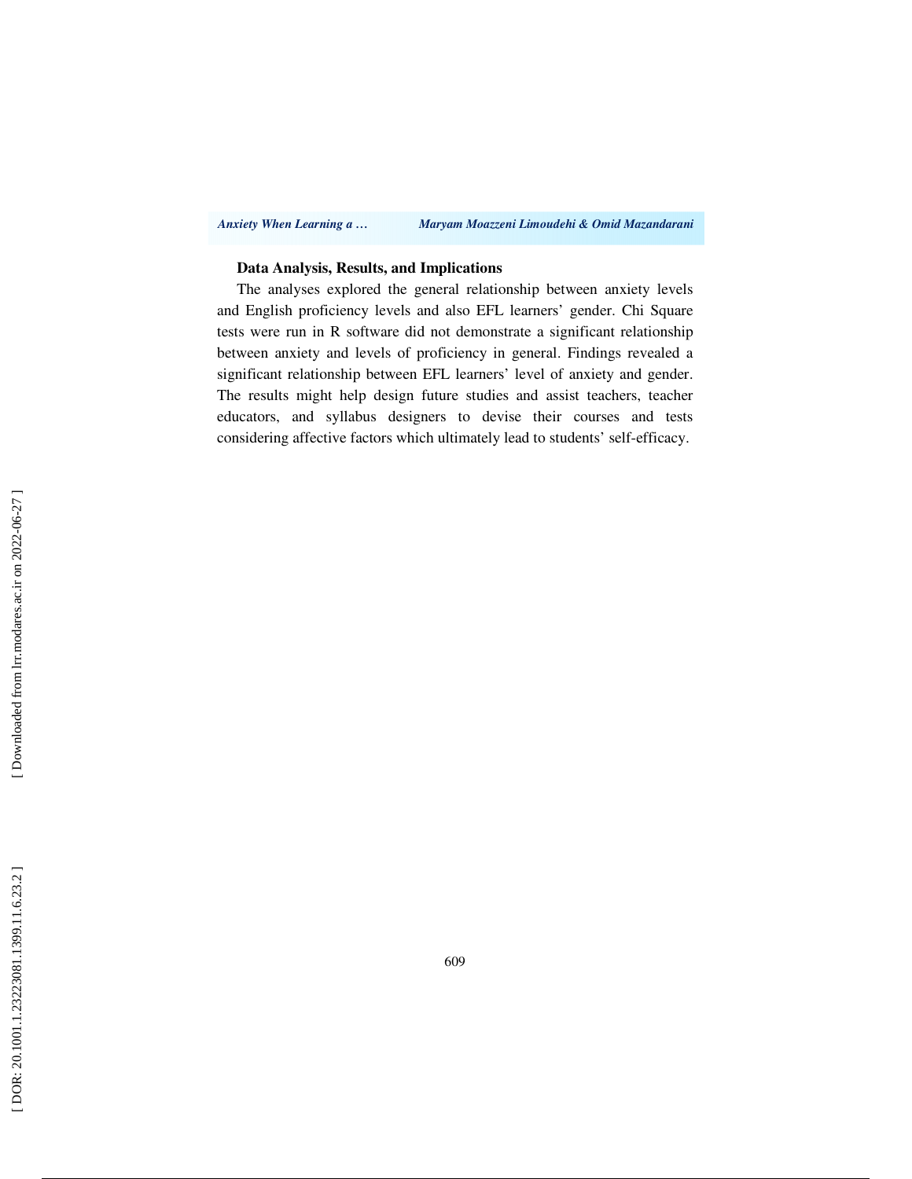**Data Analysis, Results, and Implications**

The analyses explored the general relationship between anxiety levels and English proficiency levels and also EFL learners' gender. Chi Square tests were run in R software did not demonstrate a significant relationship between anxiety and levels of proficiency in general. Findings revealed a significant relationship between EFL learners' level of anxiety and gender. The results might help design future studies and assist teachers, teacher educators, and syllabus designers to devise their courses and tests considering affective factors which ultimately lead to students' self-efficacy.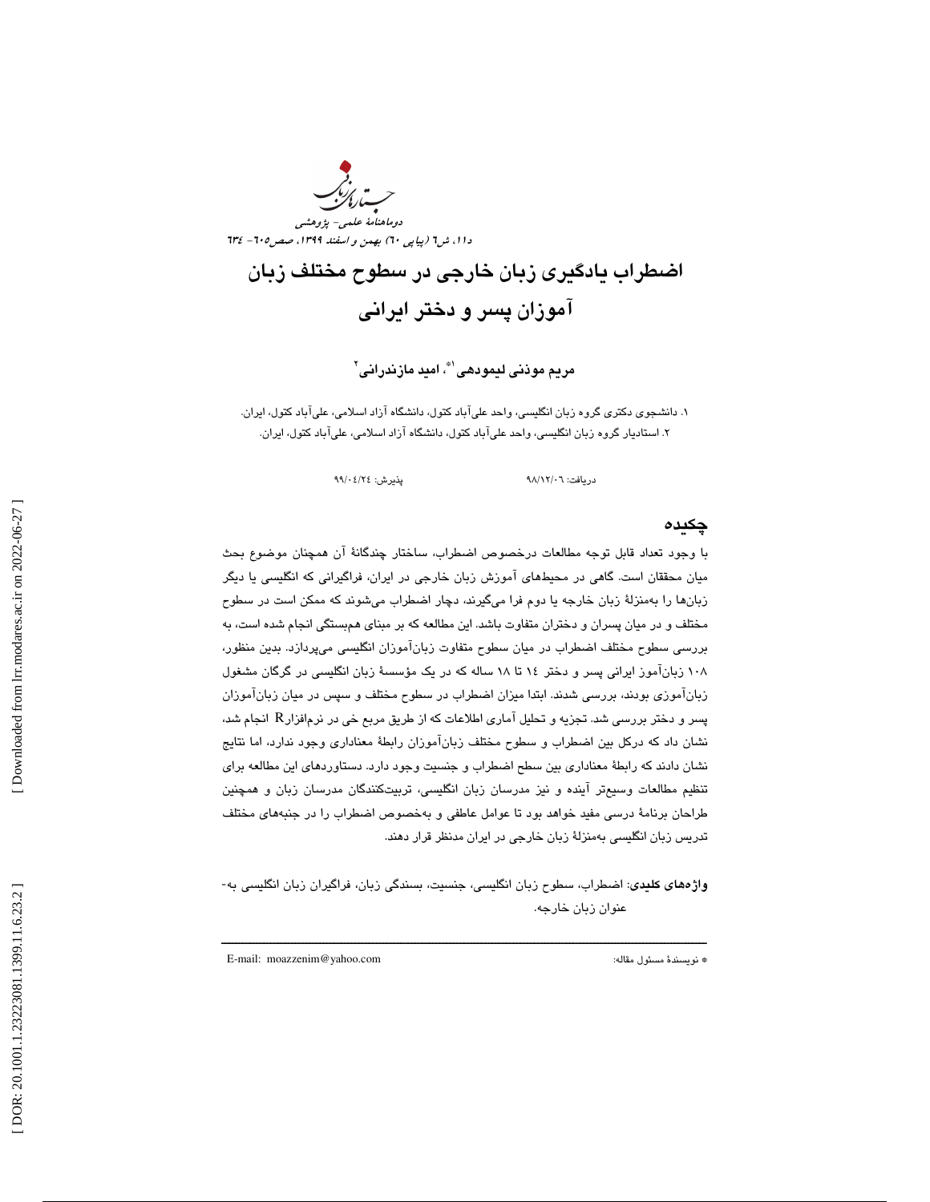# اضطراب یادگیری زبان خارجی در سطوح مختلف زبان آموزان پسر و دختر ایرانی

**مریم موذنی لیمودهی[1]*، امید مازندرانی[2]**

۱. دانشجوی دکتری گروه زبان انگلیسی، واحد علی‌آباد کتول، دانشگاه آزاد اسلامی، علی‌آباد کتول، ایران.
۲. استادیار گروه زبان انگلیسی، واحد علی‌آباد کتول، دانشگاه آزاد اسلامی، علی‌آباد کتول، ایران.

دریافت: ۹۸/۱۲/۰۶    پذیرش: ۹۹/۰۴/۲۴

## چکیده

با وجود تعداد قابل توجه مطالعات درخصوص اضطراب، ساختار چندگانهٔ آن همچنان موضوع بحث میان محققان است. گاهی در محیط‌های آموزش زبان خارجی در ایران، فراگیرانی که انگلیسی یا دیگر زبان‌ها را به‌منزلهٔ زبان خارجه یا دوم فرا می‌گیرند، دچار اضطراب می‌شوند که ممکن است در سطوح مختلف و در میان پسران و دختران متفاوت باشد. این مطالعه که بر مبنای هم‌بستگی انجام شده است، به بررسی سطوح مختلف اضطراب در میان سطوح متفاوت زبان‌آموزان انگلیسی می‌پردازد. بدین منظور، ۱۰۸ زبان‌آموز ایرانی پسر و دختر ۱۴ تا ۱۸ ساله که در یک مؤسسهٔ زبان انگلیسی در گرگان مشغول زبان‌آموزی بودند، بررسی شدند. ابتدا میزان اضطراب در سطوح مختلف و سپس در میان زبان‌آموزان پسر و دختر بررسی شد. تجزیه و تحلیل آماری اطلاعات که از طریق مربع خی در نرم‌افزار R انجام شد، نشان داد که درکل بین اضطراب و سطوح مختلف زبان‌آموزان رابطهٔ معناداری وجود ندارد، اما نتایج نشان دادند که رابطهٔ معناداری بین سطح اضطراب و جنسیت وجود دارد. دستاوردهای این مطالعه برای تنظیم مطالعات وسیع‌تر آینده و نیز مدرسان زبان انگلیسی، تربیت‌کنندگان مدرسان زبان و همچنین طراحان برنامهٔ درسی مفید خواهد بود تا عوامل عاطفی و به‌خصوص اضطراب را در جنبه‌های مختلف تدریس زبان انگلیسی به‌منزلهٔ زبان خارجی در ایران مدنظر قرار دهند.

**واژه‌های کلیدی**: اضطراب، سطوح زبان انگلیسی، جنسیت، بسندگی زبان، فراگیران زبان انگلیسی به‌عنوان زبان خارجه.

---

* نویسندهٔ مسئول مقاله:    E-mail: moazzenim@yahoo.com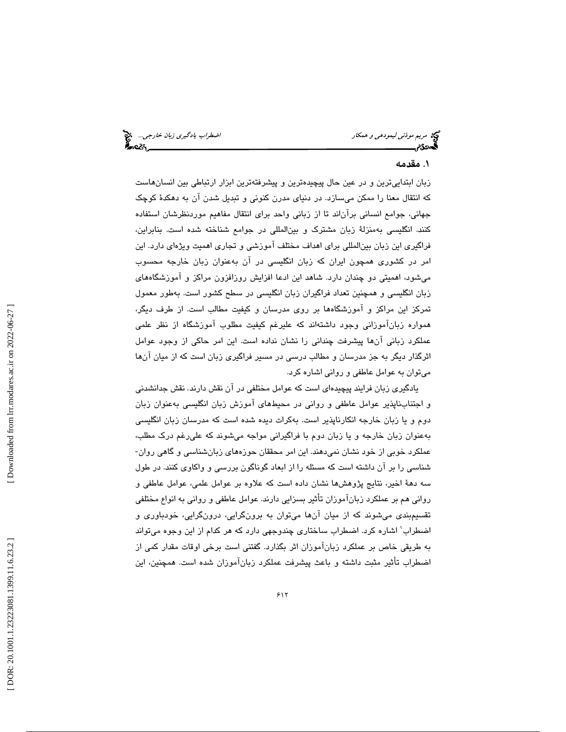## ۱. مقدمه

زبان ابتدایی‌ترین و در عین حال پیچیده‌ترین و پیشرفته‌ترین ابزار ارتباطی بین انسان‌هاست که انتقال معنا را ممکن می‌سازد. در دنیای مدرن کنونی و تبدیل شدن آن به دهکدهٔ کوچک جهانی، جوامع انسانی برآن‌اند تا از زبانی واحد برای انتقال مفاهیم موردنظرشان استفاده کنند. انگلیسی به‌منزلهٔ زبان مشترک و بین‌المللی در جوامع شناخته شده است. بنابراین، فراگیری این زبان بین‌المللی برای اهداف مختلف آموزشی و تجاری اهمیت ویژه‌ای دارد. این امر در کشوری همچون ایران که زبان انگلیسی در آن به‌عنوان زبان خارجه محسوب می‌شود، اهمیتی دو چندان دارد. شاهد این ادعا افزایش روزافزون مراکز و آموزشگاه‌های زبان انگلیسی و همچنین تعداد فراگیران زبان انگلیسی در سطح کشور است. به‌طور معمول تمرکز این مراکز و آموزشگاه‌ها بر روی مدرسان و کیفیت مطالب است. از طرف دیگر، همواره زبان‌آموزانی وجود داشته‌اند که علیرغم کیفیت مطلوب آموزشگاه از نظر علمی عملکرد زبانی آن‌ها پیشرفت چندانی را نشان نداده است. این امر حاکی از وجود عوامل اثرگذار دیگر به جز مدرسان و مطالب درسی در مسیر فراگیری زبان است که از میان آن‌ها می‌توان به عوامل عاطفی و روانی اشاره کرد.

یادگیری زبان فرایند پیچیده‌ای است که عوامل مختلفی در آن نقش دارند. نقش جدانشدنی و اجتناب‌ناپذیر عوامل عاطفی و روانی در محیط‌های آموزش زبان انگلیسی به‌عنوان زبان دوم و یا زبان خارجه انکارناپذیر است. به‌کرات دیده شده است که مدرسان زبان انگلیسی به‌عنوان زبان خارجه و یا زبان دوم با فراگیرانی مواجه می‌شوند که علی‌رغم درک مطلب، عملکرد خوبی از خود نشان نمی‌دهند. این امر محققان حوزه‌های زبان‌شناسی و گاهی روان‌شناسی را بر آن داشته است که مسئله را از ابعاد گوناگون بررسی و واکاوی کنند. در طول سه دههٔ اخیر، نتایج پژوهش‌ها نشان داده است که علاوه بر عوامل علمی، عوامل عاطفی و روانی هم بر عملکرد زبان‌آموزان تأثیر بسزایی دارند. عوامل عاطفی و روانی به انواع مختلفی تقسیم‌بندی می‌شوند که از میان آن‌ها می‌توان به برون‌گرایی، درون‌گرایی، خودباوری و اضطراب[۱] اشاره کرد. اضطراب ساختاری چندوجهی دارد که هر کدام از این وجوه می‌تواند به طریقی خاص بر عملکرد زبان‌آموزان اثر بگذارد. گفتنی است برخی اوقات مقدار کمی از اضطراب تأثیر مثبت داشته و باعث پیشرفت عملکرد زبان‌آموزان شده است. همچنین، این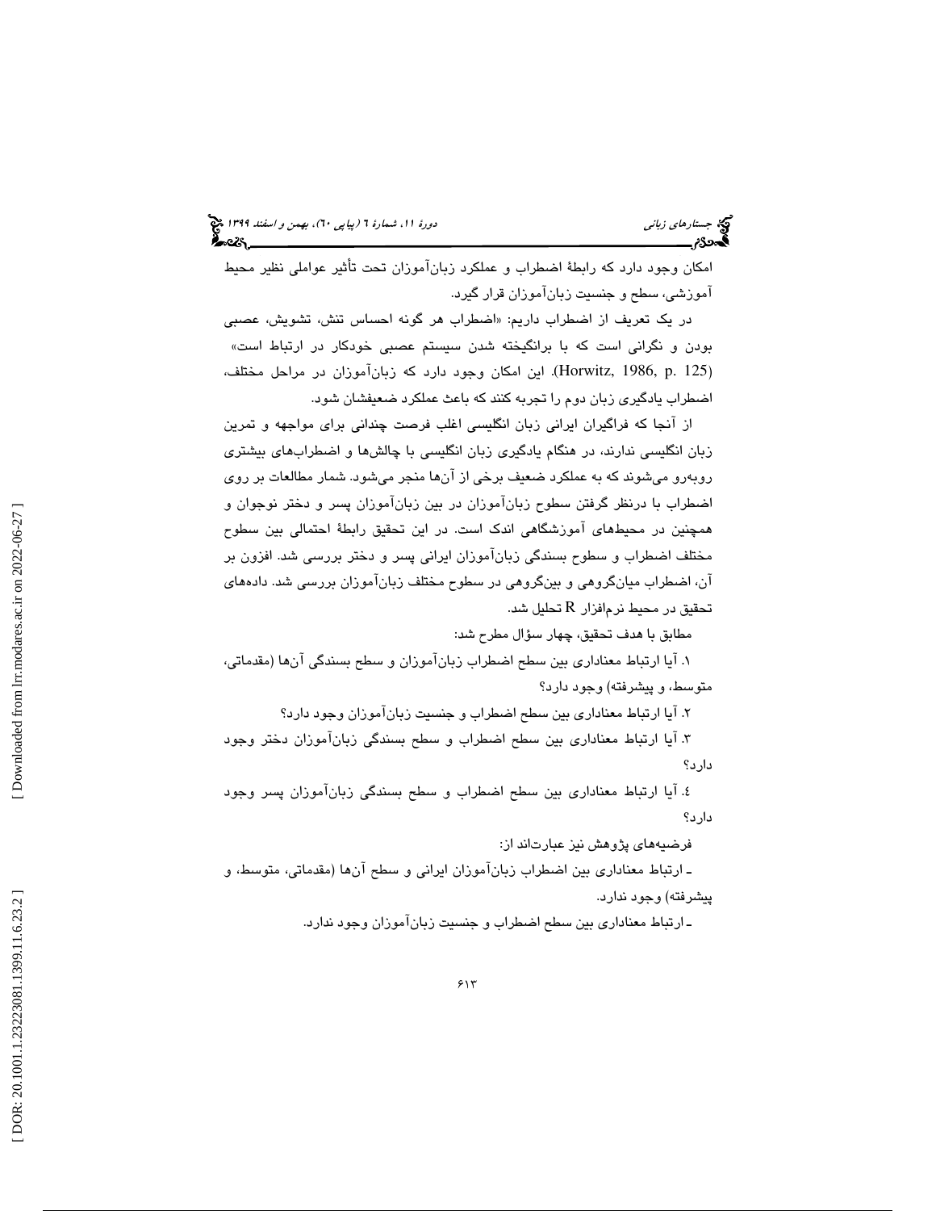امکان وجود دارد که رابطهٔ اضطراب و عملکرد زبان‌آموزان تحت تأثیر عواملی نظیر محیط آموزشی، سطح و جنسیت زبان‌آموزان قرار گیرد.

در یک تعریف از اضطراب داریم: «اضطراب هر گونه احساس تنش، تشویش، عصبی بودن و نگرانی است که با برانگیخته شدن سیستم عصبی خودکار در ارتباط است» (Horwitz, 1986, p. 125). این امکان وجود دارد که زبان‌آموزان در مراحل مختلف، اضطراب یادگیری زبان دوم را تجربه کنند که باعث عملکرد ضعیفشان شود.

از آنجا که فراگیران ایرانی زبان انگلیسی اغلب فرصت چندانی برای مواجهه و تمرین زبان انگلیسی ندارند، در هنگام یادگیری زبان انگلیسی با چالش‌ها و اضطراب‌های بیشتری روبه‌رو می‌شوند که به عملکرد ضعیف برخی از آن‌ها منجر می‌شود. شمار مطالعات بر روی اضطراب با درنظر گرفتن سطوح زبان‌آموزان در بین زبان‌آموزان پسر و دختر نوجوان و همچنین در محیط‌های آموزشگاهی اندک است. در این تحقیق رابطهٔ احتمالی بین سطوح مختلف اضطراب و سطوح بسندگی زبان‌آموزان ایرانی پسر و دختر بررسی شد. افزون بر آن، اضطراب میان‌گروهی و بین‌گروهی در سطوح مختلف زبان‌آموزان بررسی شد. داده‌های تحقیق در محیط نرم‌افزار R تحلیل شد.

مطابق با هدف تحقیق، چهار سؤال مطرح شد:

۱. آیا ارتباط معناداری بین سطح اضطراب زبان‌آموزان و سطح بسندگی آن‌ها (مقدماتی، متوسط، و پیشرفته) وجود دارد؟

۲. آیا ارتباط معناداری بین سطح اضطراب و جنسیت زبان‌آموزان وجود دارد؟

۳. آیا ارتباط معناداری بین سطح اضطراب و سطح بسندگی زبان‌آموزان دختر وجود دارد؟

٤. آیا ارتباط معناداری بین سطح اضطراب و سطح بسندگی زبان‌آموزان پسر وجود دارد؟

فرضیه‌های پژوهش نیز عبارت‌اند از:

ـ ارتباط معناداری بین اضطراب زبان‌آموزان ایرانی و سطح آن‌ها (مقدماتی، متوسط، و پیشرفته) وجود ندارد.

ـ ارتباط معناداری بین سطح اضطراب و جنسیت زبان‌آموزان وجود ندارد.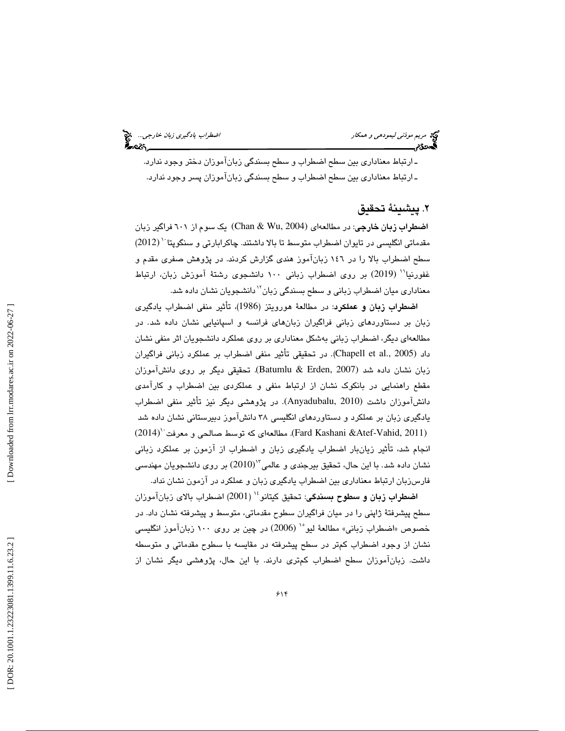ـ ارتباط معناداری بین سطح اضطراب و سطح بسندگی زبان‌آموزان دختر وجود ندارد.

ـ ارتباط معناداری بین سطح اضطراب و سطح بسندگی زبان‌آموزان پسر وجود ندارد.

## ۲. پیشینهٔ تحقیق

**اضطراب زبان خارجی**: در مطالعه‌ای (Chan & Wu, 2004) یک سوم از ٦٠١ فراگیر زبان مقدماتی انگلیسی در تایوان اضطراب متوسط تا بالا داشتند. چاکرابارتی و سنگوپتا[10] (2012) سطح اضطراب بالا را در ١٤٦ زبان‌آموز هندی گزارش کردند. در پژوهش صفری مقدم و غفورنیا[11] (2019) بر روی اضطراب زبانی ١٠٠ دانشجوی رشتهٔ آموزش زبان، ارتباط معناداری میان اضطراب زبانی و سطح بسندگی زبان[12] دانشجویان نشان داده شد.

**اضطراب زبان و عملکرد**: در مطالعهٔ هورویتز (1986)، تأثیر منفی اضطراب یادگیری زبان بر دستاوردهای زبانی فراگیران زبان‌های فرانسه و اسپانیایی نشان داده شد. در مطالعه‌ای دیگر، اضطراب زبانی به‌شکل معناداری بر روی عملکرد دانشجویان اثر منفی نشان داد (Chapell et al., 2005). در تحقیقی تأثیر منفی اضطراب بر عملکرد زبانی فراگیران زبان نشان داده شد (Batumlu & Erden, 2007). تحقیقی دیگر بر روی دانش‌آموزان مقطع راهنمایی در بانکوک نشان از ارتباط منفی و عملکردی بین اضطراب و کارآمدی دانش‌آموزان داشت (Anyadubalu, 2010). در پژوهشی دیگر نیز تأثیر منفی اضطراب یادگیری زبان بر عملکرد و دستاوردهای انگلیسی ٣٨ دانش‌آموز دبیرستانی نشان داده شد (Fard Kashani &Atef-Vahid, 2011). مطالعه‌ای که توسط صالحی و معرفت[10](2014) انجام شد، تأثیر زیان‌بار اضطراب یادگیری زبان و اضطراب از آزمون بر عملکرد زبانی نشان داده شد. با این حال، تحقیق بیرجندی و عالمی[13](2010) بر روی دانشجویان مهندسی فارس‌زبان ارتباط معناداری بین اضطراب یادگیری زبان و عملکرد در آزمون نشان نداد.

**اضطراب زبان و سطوح بسندگی**: تحقیق کیتانو[14] (2001) اضطراب بالای زبان‌آموزان سطح پیشرفتهٔ ژاپنی را در میان فراگیران سطوح مقدماتی، متوسط و پیشرفته نشان داد. در خصوص «اضطراب زبانی» مطالعهٔ لیو[15] (2006) در چین بر روی ١٠٠ زبان‌آموز انگلیسی نشان از وجود اضطراب کم‌تر در سطح پیشرفته در مقایسه با سطوح مقدماتی و متوسطه داشت. زبان‌آموزان سطح اضطراب کم‌تری دارند. با این حال، پژوهشی دیگر نشان از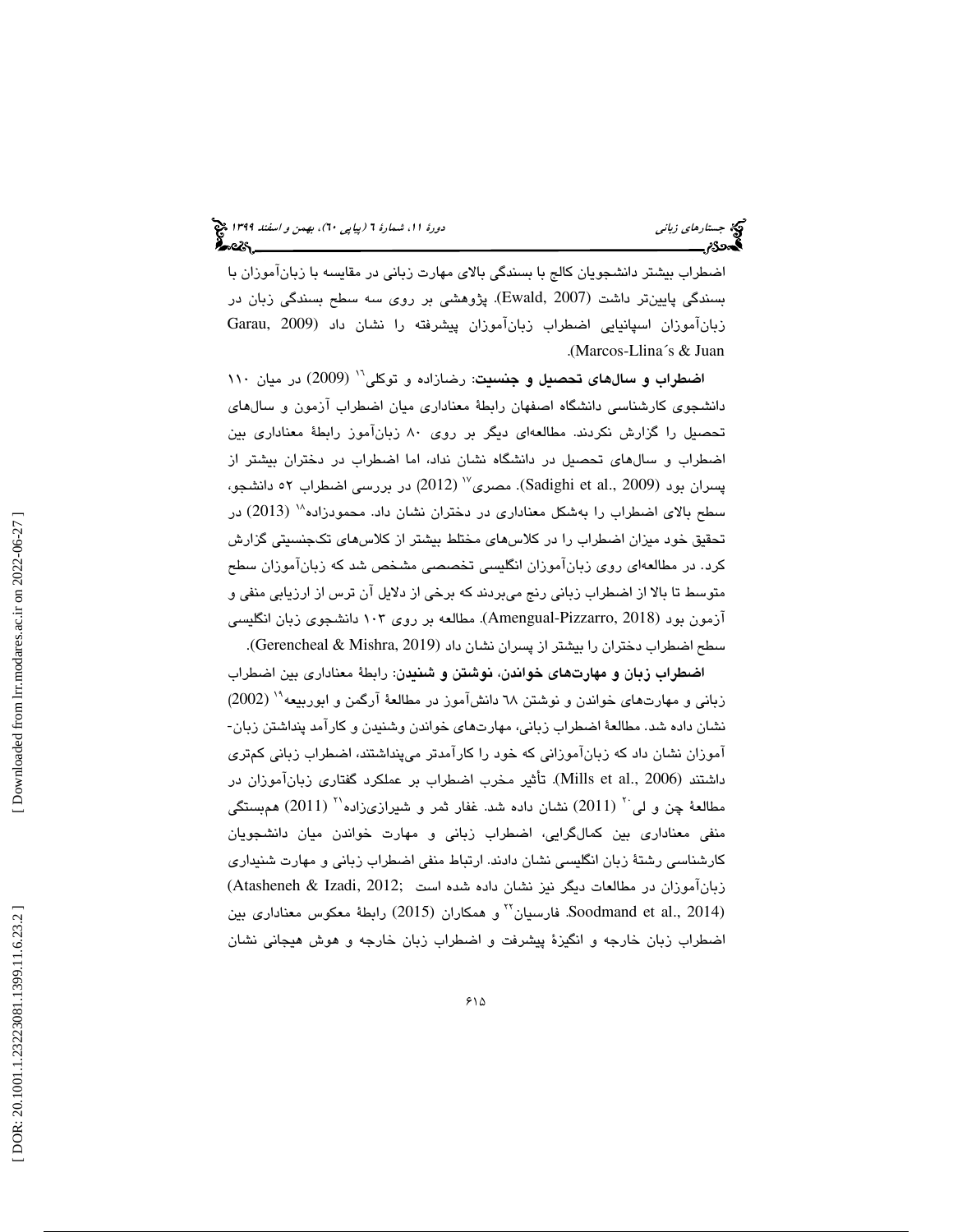اضطراب بیشتر دانشجویان کالج با بسندگی بالای مهارت زبانی در مقایسه با زبان‌آموزان با بسندگی پایین‌تر داشت (Ewald, 2007). پژوهشی بر روی سه سطح بسندگی زبان در زبان‌آموزان اسپانیایی اضطراب زبان‌آموزان پیشرفته را نشان داد (Garau, 2009 Marcos-Llina´s & Juan).

**اضطراب و سال‌های تحصیل و جنسیت**: رضازاده و توکلی[16] (2009) در میان ۱۱۰ دانشجوی کارشناسی دانشگاه اصفهان رابطهٔ معناداری میان اضطراب آزمون و سال‌های تحصیل را گزارش نکردند. مطالعه‌ای دیگر بر روی ۸۰ زبان‌آموز رابطهٔ معناداری بین اضطراب و سال‌های تحصیل در دانشگاه نشان نداد، اما اضطراب در دختران بیشتر از پسران بود (Sadighi et al., 2009). مصری[17] (2012) در بررسی اضطراب ۵۲ دانشجو، سطح بالای اضطراب را به‌شکل معناداری در دختران نشان داد. محمودزاده[18] (2013) در تحقیق خود میزان اضطراب را در کلاس‌های مختلط بیشتر از کلاس‌های تک‌جنسیتی گزارش کرد. در مطالعه‌ای روی زبان‌آموزان انگلیسی تخصصی مشخص شد که زبان‌آموزان سطح متوسط تا بالا از اضطراب زبانی رنج می‌بردند که برخی از دلایل آن ترس از ارزیابی منفی و آزمون بود (Amengual-Pizzarro, 2018). مطالعه بر روی ۱۰۳ دانشجوی زبان انگلیسی سطح اضطراب دختران را بیشتر از پسران نشان داد (Gerencheal & Mishra, 2019).

**اضطراب زبان و مهارت‌های خواندن، نوشتن و شنیدن**: رابطهٔ معناداری بین اضطراب زبانی و مهارت‌های خواندن و نوشتن ۶۸ دانش‌آموز در مطالعهٔ آرگمن و ابوربیعه[19] (2002) نشان داده شد. مطالعهٔ اضطراب زبانی، مهارت‌های خواندن وشنیدن و کارآمد پنداشتن زبان-آموزان نشان داد که زبان‌آموزانی که خود را کارآمدتر می‌پنداشتند، اضطراب زبانی کم‌تری داشتند (Mills et al., 2006). تأثیر مخرب اضطراب بر عملکرد گفتاری زبان‌آموزان در مطالعهٔ چن و لی[20] (2011) نشان داده شد. غفار ثمر و شیرازی‌زاده[21] (2011) هم‌بستگی منفی معناداری بین کمال‌گرایی، اضطراب زبانی و مهارت خواندن میان دانشجویان کارشناسی رشتهٔ زبان انگلیسی نشان دادند. ارتباط منفی اضطراب زبانی و مهارت شنیداری زبان‌آموزان در مطالعات دیگر نیز نشان داده شده است (Atasheneh & Izadi, 2012; Soodmand et al., 2014). فارسیان[22] و همکاران (2015) رابطهٔ معکوس معناداری بین اضطراب زبان خارجه و انگیزهٔ پیشرفت و اضطراب زبان خارجه و هوش هیجانی نشان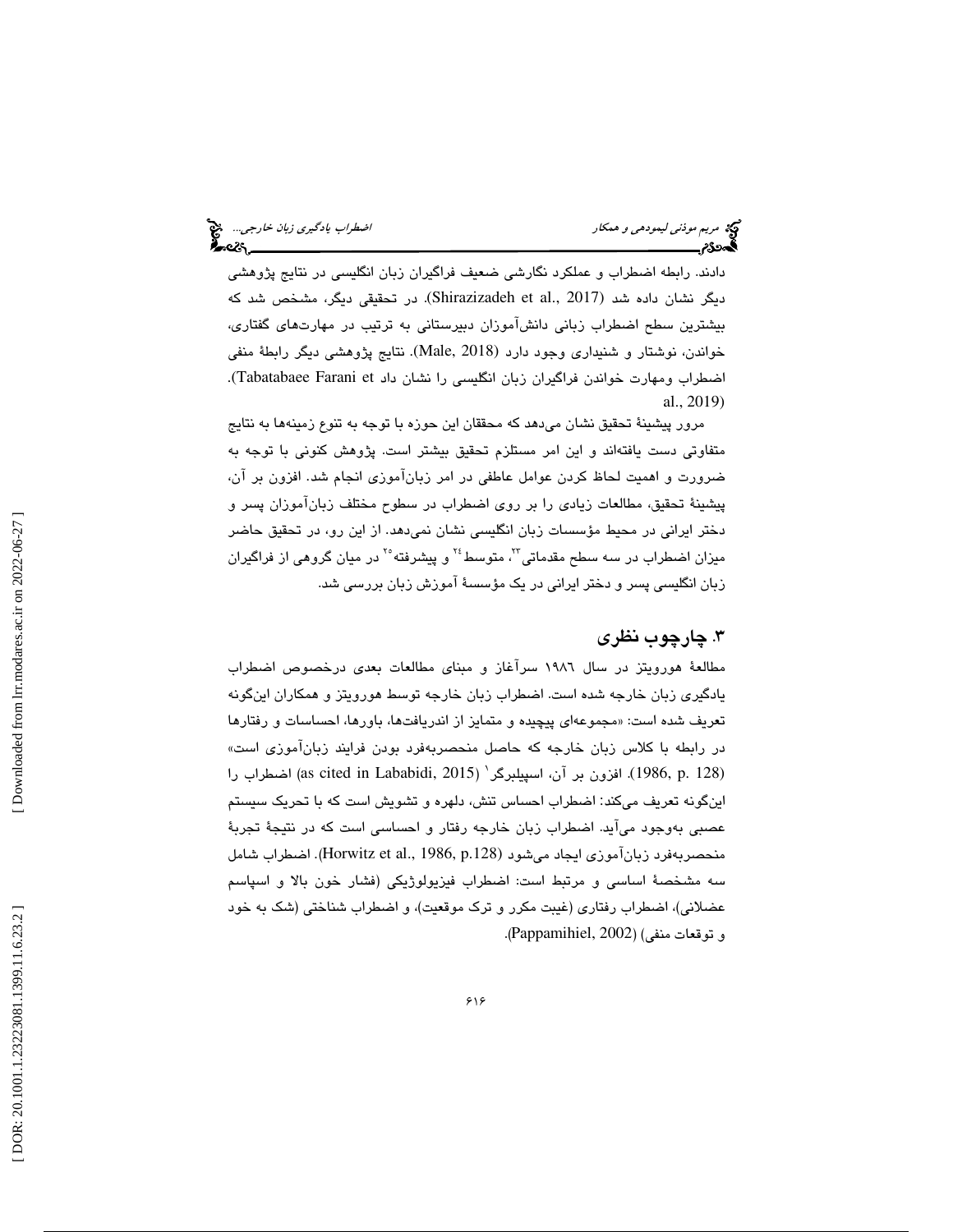دادند. رابطه اضطراب و عملکرد نگارشی ضعیف فراگیران زبان انگلیسی در نتایج پژوهشی دیگر نشان داده شد (Shirazizadeh et al., 2017). در تحقیقی دیگر، مشخص شد که بیشترین سطح اضطراب زبانی دانش‌آموزان دبیرستانی به ترتیب در مهارت‌های گفتاری، خواندن، نوشتار و شنیداری وجود دارد (Male, 2018). نتایج پژوهشی دیگر رابطهٔ منفی اضطراب ومهارت خواندن فراگیران زبان انگلیسی را نشان داد (Tabatabaee Farani et al., 2019).

مرور پیشینهٔ تحقیق نشان می‌دهد که محققان این حوزه با توجه به تنوع زمینه‌ها به نتایج متفاوتی دست یافته‌اند و این امر مستلزم تحقیق بیشتر است. پژوهش کنونی با توجه به ضرورت و اهمیت لحاظ کردن عوامل عاطفی در امر زبان‌آموزی انجام شد. افزون بر آن، پیشینهٔ تحقیق، مطالعات زیادی را بر روی اضطراب در سطوح مختلف زبان‌آموزان پسر و دختر ایرانی در محیط مؤسسات زبان انگلیسی نشان نمی‌دهد. از این رو، در تحقیق حاضر میزان اضطراب در سه سطح مقدماتی[23]، متوسط[24] و پیشرفته[25] در میان گروهی از فراگیران زبان انگلیسی پسر و دختر ایرانی در یک مؤسسهٔ آموزش زبان بررسی شد.

## ۳. چارچوب نظری

مطالعهٔ هورویتز در سال ۱۹۸۶ سرآغاز و مبنای مطالعات بعدی درخصوص اضطراب یادگیری زبان خارجه شده است. اضطراب زبان خارجه توسط هورویتز و همکاران این‌گونه تعریف شده است: «مجموعه‌ای پیچیده و متمایز از اندریافت‌ها، باورها، احساسات و رفتارها در رابطه با کلاس زبان خارجه که حاصل منحصربه‌فرد بودن فرایند زبان‌آموزی است» (1986, p. 128). افزون بر آن، اسپیلبرگر[1] (as cited in Lababidi, 2015) اضطراب را این‌گونه تعریف می‌کند: اضطراب احساس تنش، دلهره و تشویش است که با تحریک سیستم عصبی به‌وجود می‌آید. اضطراب زبان خارجه رفتار و احساسی است که در نتیجهٔ تجربهٔ منحصربه‌فرد زبان‌آموزی ایجاد می‌شود (Horwitz et al., 1986, p.128). اضطراب شامل سه مشخصهٔ اساسی و مرتبط است: اضطراب فیزیولوژیکی (فشار خون بالا و اسپاسم عضلانی)، اضطراب رفتاری (غیبت مکرر و ترک موقعیت)، و اضطراب شناختی (شک به خود و توقعات منفی) (Pappamihiel, 2002).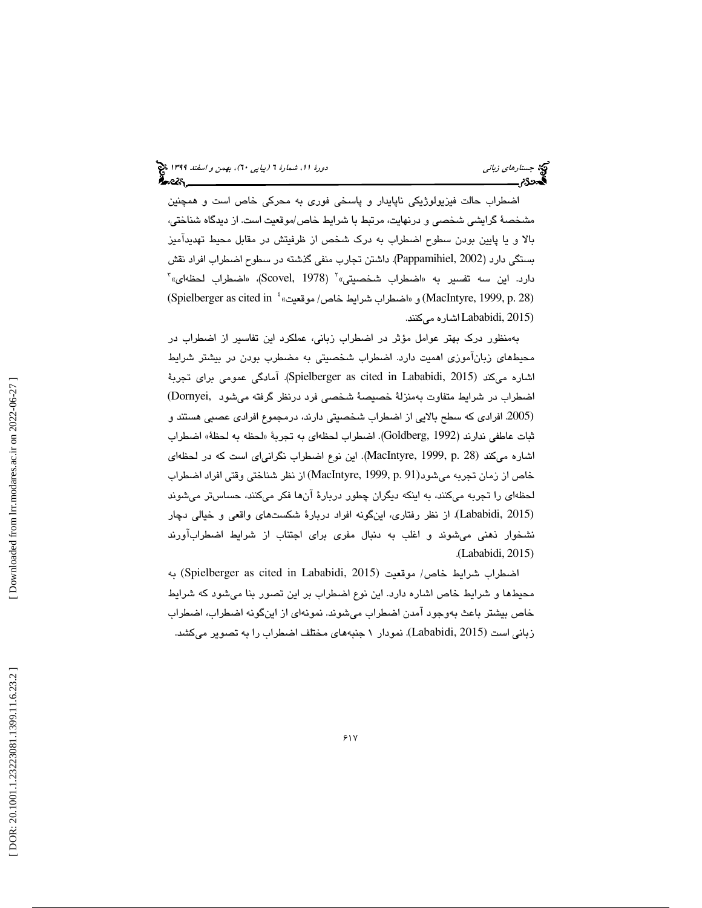اضطراب حالت فیزیولوژیکی ناپایدار و پاسخی فوری به محرکی خاص است و همچنین مشخصهٔ گرایشی شخصی و درنهایت، مرتبط با شرایط خاص/موقعیت است. از دیدگاه شناختی، بالا و یا پایین بودن سطوح اضطراب به درک شخص از ظرفیتش در مقابل محیط تهدیدآمیز بستگی دارد (Pappamihiel, 2002). داشتن تجارب منفی گذشته در سطوح اضطراب افراد نقش دارد. این سه تفسیر به «اضطراب شخصیتی»[2] (Scovel, 1978)، «اضطراب لحظه‌ای»[3] (MacIntyre, 1999, p. 28) و «اضطراب شرایط خاص/ موقعیت»[4] (Spielberger as cited in Lababidi, 2015) اشاره می‌کنند.

به‌منظور درک بهتر عوامل مؤثر در اضطراب زبانی، عملکرد این تفاسیر از اضطراب در محیط‌های زبان‌آموزی اهمیت دارد. اضطراب شخصیتی به مضطرب بودن در بیشتر شرایط اشاره می‌کند (Spielberger as cited in Lababidi, 2015). آمادگی عمومی برای تجربهٔ اضطراب در شرایط متفاوت به‌منزلهٔ خصیصهٔ شخصی فرد درنظر گرفته می‌شود (Dornyei, 2005). افرادی که سطح بالایی از اضطراب شخصیتی دارند، درمجموع افرادی عصبی هستند و ثبات عاطفی ندارند (Goldberg, 1992). اضطراب لحظه‌ای به تجربهٔ «لحظه به لحظهٔ» اضطراب اشاره می‌کند (MacIntyre, 1999, p. 28). این نوع اضطراب نگرانی‌ای است که در لحظه‌ای خاص از زمان تجربه می‌شود(MacIntyre, 1999, p. 91) از نظر شناختی وقتی افراد اضطراب لحظه‌ای را تجربه می‌کنند، به اینکه دیگران چطور دربارهٔ آن‌ها فکر می‌کنند، حساس‌تر می‌شوند (Lababidi, 2015). از نظر رفتاری، این‌گونه افراد دربارهٔ شکست‌های واقعی و خیالی دچار نشخوار ذهنی می‌شوند و اغلب به دنبال مفری برای اجتناب از شرایط اضطراب‌آورند (Lababidi, 2015).

اضطراب شرایط خاص/ موقعیت (Spielberger as cited in Lababidi, 2015) به محیط‌ها و شرایط خاص اشاره دارد. این نوع اضطراب بر این تصور بنا می‌شود که شرایط خاص بیشتر باعث به‌وجود آمدن اضطراب می‌شوند. نمونه‌ای از این‌گونه اضطراب، اضطراب زبانی است (Lababidi, 2015). نمودار ۱ جنبه‌های مختلف اضطراب را به تصویر می‌کشد.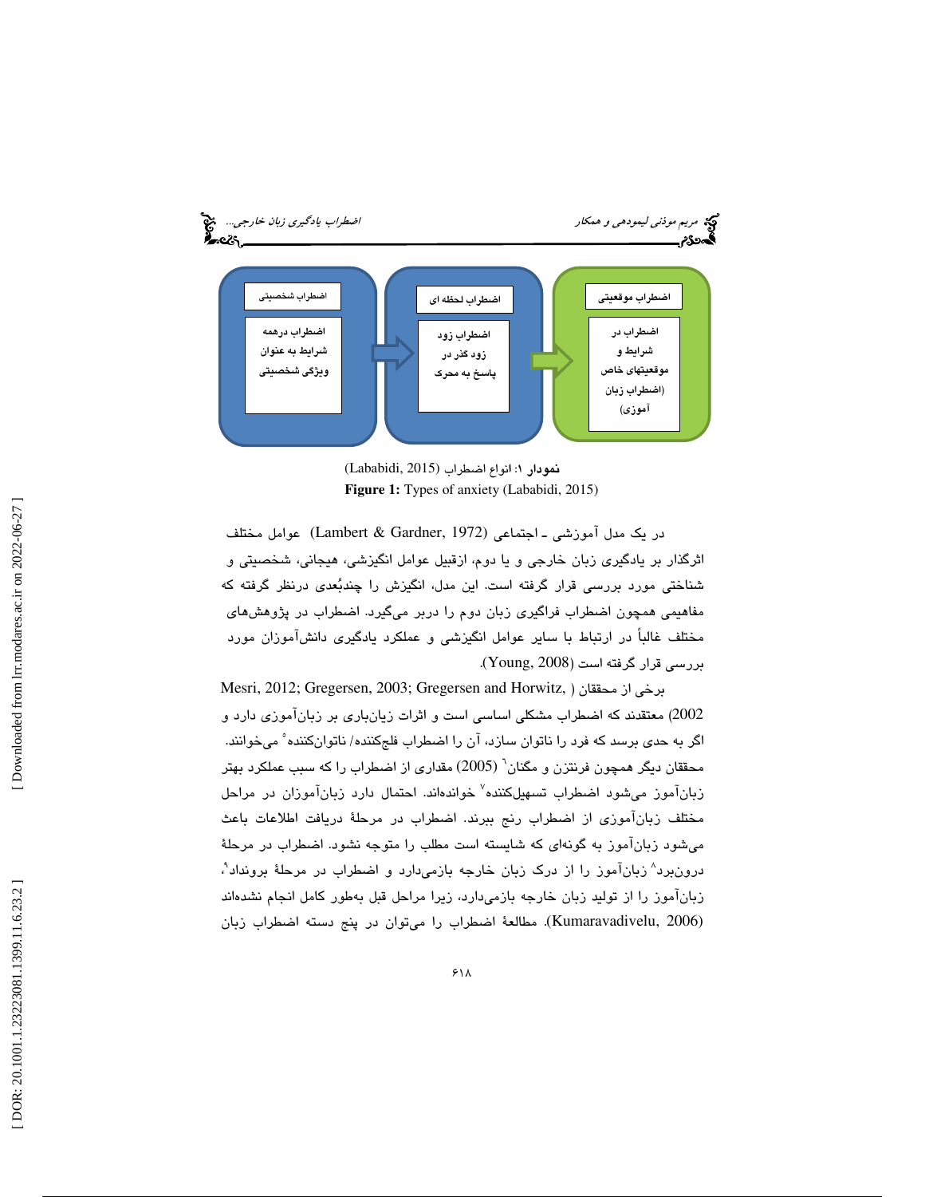| اضطراب شخصیتی | اضطراب لحظه ای | اضطراب موقعیتی |
| --- | --- | --- |
| اضطراب درهمه شرایط به عنوان ویژگی شخصیتی | اضطراب زود زود گذر در پاسخ به محرک | اضطراب در شرایط و موقعیتهای خاص (اضطراب زبان آموزی) |

**نمودار ۱:** انواع اضطراب (Lababidi, 2015)

**Figure 1:** Types of anxiety (Lababidi, 2015)

در یک مدل آموزشی ـ اجتماعی (Lambert & Gardner, 1972) عوامل مختلف اثرگذار بر یادگیری زبان خارجی و یا دوم، ازقبیل عوامل انگیزشی، هیجانی، شخصیتی و شناختی مورد بررسی قرار گرفته است. این مدل، انگیزش را چندبُعدی درنظر گرفته که مفاهیمی همچون اضطراب فراگیری زبان دوم را دربر می‌گیرد. اضطراب در پژوهش‌های مختلف غالباً در ارتباط با سایر عوامل انگیزشی و عملکرد یادگیری دانش‌آموزان مورد بررسی قرار گرفته است (Young, 2008).

برخی از محققان (Mesri, 2012; Gregersen, 2003; Gregersen and Horwitz, 2002) معتقدند که اضطراب مشکلی اساسی است و اثرات زیان‌باری بر زبان‌آموزی دارد و اگر به حدی برسد که فرد را ناتوان سازد، آن را اضطراب فلج‌کننده/ ناتوان‌کننده[5] می‌خوانند. محققان دیگر همچون فرنتزن و مگنان[6] (2005) مقداری از اضطراب را که سبب عملکرد بهتر زبان‌آموز می‌شود اضطراب تسهیل‌کننده[7] خوانده‌اند. احتمال دارد زبان‌آموزان در مراحل مختلف زبان‌آموزی از اضطراب رنج ببرند. اضطراب در مرحلهٔ دریافت اطلاعات باعث می‌شود زبان‌آموز به گونه‌ای که شایسته است مطلب را متوجه نشود. اضطراب در مرحلهٔ درون‌برد[8] زبان‌آموز را از درک زبان خارجه بازمی‌دارد و اضطراب در مرحلهٔ برونداد[9]، زبان‌آموز را از تولید زبان خارجه بازمی‌دارد، زیرا مراحل قبل به‌طور کامل انجام نشده‌اند (Kumaravadivelu, 2006). مطالعهٔ اضطراب را می‌توان در پنج دسته اضطراب زبان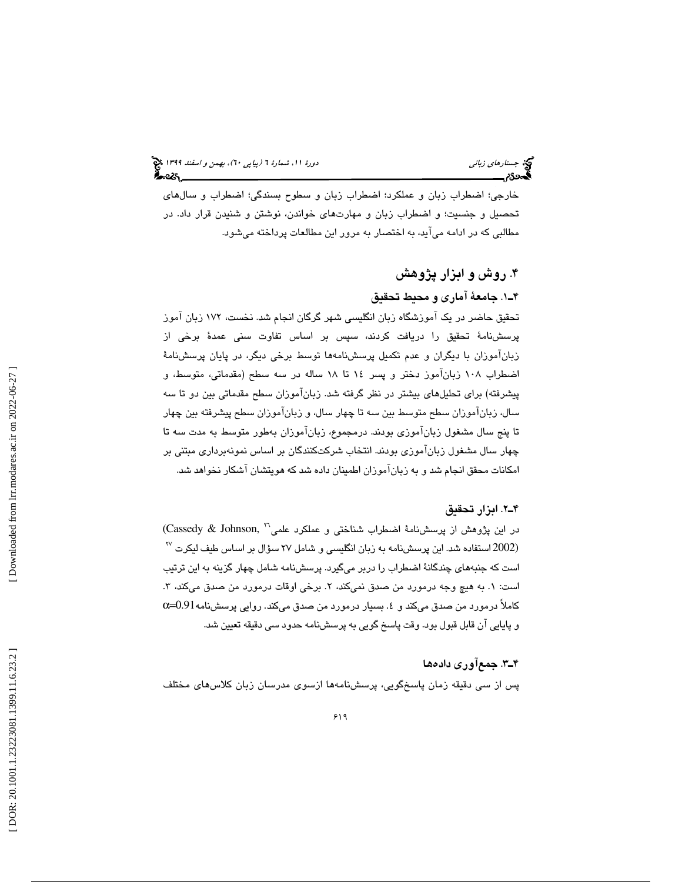خارجی؛ اضطراب زبان و عملکرد؛ اضطراب زبان و سطوح بسندگی؛ اضطراب و سال‌های تحصیل و جنسیت؛ و اضطراب زبان و مهارت‌های خواندن، نوشتن و شنیدن قرار داد. در مطالبی که در ادامه می‌آید، به اختصار به مرور این مطالعات پرداخته می‌شود.

## ۴. روش و ابزار پژوهش

### ۴ـ۱. جامعهٔ آماری و محیط تحقیق

تحقیق حاضر در یک آموزشگاه زبان انگلیسی شهر گرگان انجام شد. نخست، ۱۷۲ زبان آموز پرسش‌نامهٔ تحقیق را دریافت کردند، سپس بر اساس تفاوت سنی عمدهٔ برخی از زبان‌آموزان با دیگران و عدم تکمیل پرسش‌نامه‌ها توسط برخی دیگر، در پایان پرسش‌نامهٔ اضطراب ۱۰۸ زبان‌آموز دختر و پسر ۱٤ تا ۱۸ ساله در سه سطح (مقدماتی، متوسط، و پیشرفته) برای تحلیل‌های بیشتر در نظر گرفته شد. زبان‌آموزان سطح مقدماتی بین دو تا سه سال، زبان‌آموزان سطح متوسط بین سه تا چهار سال، و زبان‌آموزان سطح پیشرفته بین چهار تا پنج سال مشغول زبان‌آموزی بودند. درمجموع، زبان‌آموزان به‌طور متوسط به مدت سه تا چهار سال مشغول زبان‌آموزی بودند. انتخاب شرکت‌کنندگان بر اساس نمونه‌برداری مبتنی بر امکانات محقق انجام شد و به زبان‌آموزان اطمینان داده شد که هویتشان آشکار نخواهد شد.

### ۴ـ۲. ابزار تحقیق

در این پژوهش از پرسش‌نامهٔ اضطراب شناختی و عملکرد علمی[۲۶] (Cassedy & Johnson, 2002) استفاده شد. این پرسش‌نامه به زبان انگلیسی و شامل ۲۷ سؤال بر اساس طیف لیکرت [۲۷] است که جنبه‌های چندگانهٔ اضطراب را دربر می‌گیرد. پرسش‌نامه شامل چهار گزینه به این ترتیب است: ۱. به هیچ وجه درمورد من صدق نمی‌کند، ۲. برخی اوقات درمورد من صدق می‌کند، ۳. کاملاً درمورد من صدق می‌کند و ٤. بسیار درمورد من صدق می‌کند. روایی پرسش‌نامه $\alpha$=0.91 و پایایی آن قابل قبول بود. وقت پاسخ گویی به پرسش‌نامه حدود سی دقیقه تعیین شد.

### ۴ـ۳. جمع‌آوری داده‌ها

پس از سی دقیقه زمان پاسخ‌گویی، پرسش‌نامه‌ها ازسوی مدرسان زبان کلاس‌های مختلف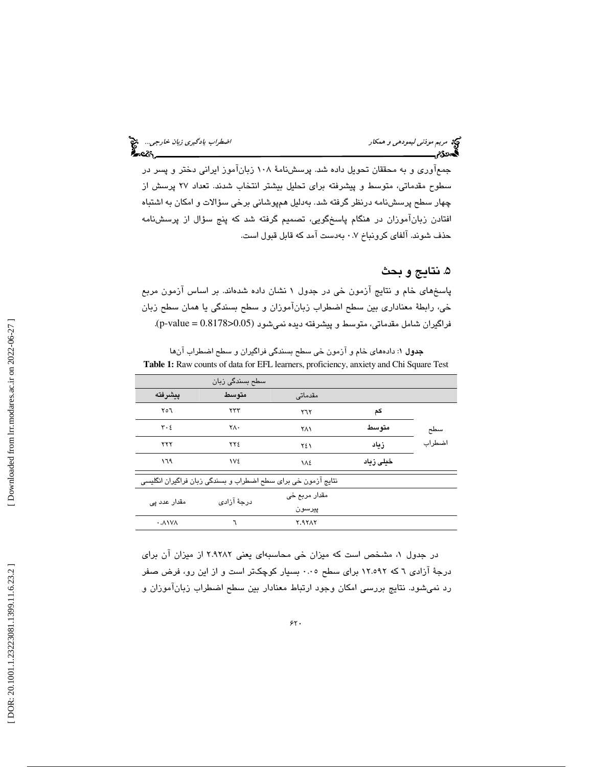جمع‌آوری و به محققان تحویل داده شد. پرسش‌نامهٔ ۱۰۸ زبان‌آموز ایرانی دختر و پسر در سطوح مقدماتی، متوسط و پیشرفته برای تحلیل بیشتر انتخاب شدند. تعداد ۲۷ پرسش از چهار سطح پرسش‌نامه درنظر گرفته شد. به‌دلیل هم‌پوشانی برخی سؤالات و امکان به اشتباه افتادن زبان‌آموزان در هنگام پاسخگویی، تصمیم گرفته شد که پنج سؤال از پرسش‌نامه حذف شوند. آلفای کرونباخ ۰.۷ به‌دست آمد که قابل قبول است.

## ۵. نتایج و بحث

پاسخ‌های خام و نتایج آزمون خی در جدول ۱ نشان داده شده‌اند. بر اساس آزمون مربع خی، رابطهٔ معناداری بین سطح اضطراب زبان‌آموزان و سطح بسندگی یا همان سطح زبان فراگیران شامل مقدماتی، متوسط و پیشرفته دیده نمی‌شود (p-value = 0.8178>0.05).

**جدول ۱**: داده‌های خام و آزمون خی سطح بسندگی فراگیران و سطح اضطراب آن‌ها

**Table 1:** Raw counts of data for EFL learners, proficiency, anxiety and Chi Square Test

| | | سطح بسندگی زبان | | |
|---|---|---|---|---|
| | | مقدماتی | متوسط | پیشرفته |
| سطح اضطراب | کم | ۲۶۲ | ۲۳۳ | ۲۵۶ |
| | متوسط | ۲۸۱ | ۲۸۰ | ۳۰۴ |
| | زیاد | ۲۴۱ | ۲۲۴ | ۲۲۲ |
| | خیلی زیاد | ۱۸٤ | ۱۷٤ | ۱٦۹ |
| نتایج آزمون خی برای سطح اضطراب و بسندگی زبان فراگیران انگلیسی | | | | |
| | | مقدار مربع خی پیرسون | درجهٔ آزادی | مقدار عدد پی |
| | | ۲.۹۲۸۲ | ٦ | ۰.۸۱۷۸ |

در جدول ۱، مشخص است که میزان خی محاسبه‌ای یعنی ۲.۹۲۸۲ از میزان آن برای درجهٔ آزادی ٦ که ۱۲.۵۹۲ برای سطح ۰.۰۵ بسیار کوچک‌تر است و از این رو، فرض صفر رد نمی‌شود. نتایج بررسی امکان وجود ارتباط معنادار بین سطح اضطراب زبان‌آموزان و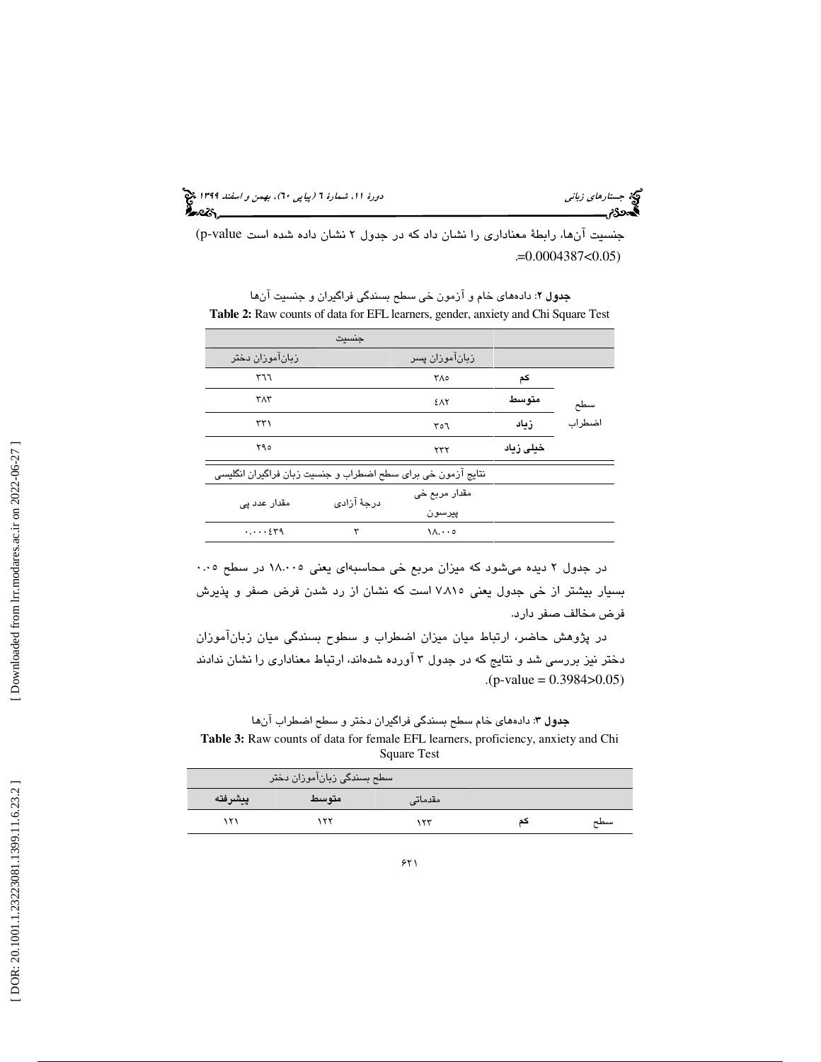جنسیت آن‌ها، رابطۀ معناداری را نشان داد که در جدول ۲ نشان داده شده است (p-value =0.0004387<0.05).

**جدول ۲**: داده‌های خام و آزمون خی سطح بسندگی فراگیران و جنسیت آن‌ها

**Table 2:** Raw counts of data for EFL learners, gender, anxiety and Chi Square Test

| | | جنسیت | | |
|---|---|---|---|---|
| | | زبان‌آموزان پسر | | زبان‌آموزان دختر |
| سطح اضطراب | کم | ۳۸۵ | | ۳۶۶ |
| | متوسط | ۴۸۲ | | ۳۸۳ |
| | زیاد | ۳۵۶ | | ۳۳۱ |
| | خیلی زیاد | ۲۳۲ | | ۲۹۵ |
| | | نتایج آزمون خی برای سطح اضطراب و جنسیت زبان فراگیران انگلیسی | | |
| | | مقدار مربع خی پیرسون | درجۀ آزادی | مقدار عدد پی |
| | | ۱۸.۰۰۵ | ۳ | ۰.۰۰۰۴۳۹ |

در جدول ۲ دیده می‌شود که میزان مربع خی محاسبه‌ای یعنی ۱۸.۰۰۵ در سطح ۰.۰۵ بسیار بیشتر از خی جدول یعنی ۷.۸۱۵ است که نشان از رد شدن فرض صفر و پذیرش فرض مخالف صفر دارد.

در پژوهش حاضر، ارتباط میان میزان اضطراب و سطوح بسندگی میان زبان‌آموزان دختر نیز بررسی شد و نتایج که در جدول ۳ آورده شده‌اند، ارتباط معناداری را نشان ندادند (p-value = 0.3984>0.05).

**جدول ۳**: داده‌های خام سطح بسندگی فراگیران دختر و سطح اضطراب آن‌ها

**Table 3:** Raw counts of data for female EFL learners, proficiency, anxiety and Chi Square Test

| | | سطح بسندگی زبان‌آموزان دختر | | |
|---|---|---|---|---|
| | | مقدماتی | متوسط | پیشرفته |
| سطح | کم | ۱۲۳ | ۱۲۲ | ۱۲۱ |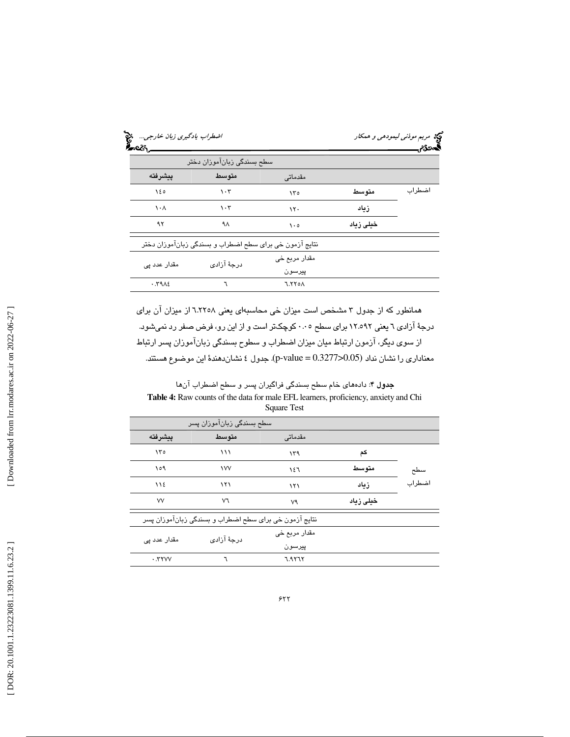| | | سطح بسندگی زبان‌آموزان دختر | | |
|---|---|---|---|---|
| | | مقدماتی | متوسط | پیشرفته |
| اضطراب | متوسط | ۱۳۵ | ۱۰۳ | ۱٤٥ |
| | زیاد | ۱۲۰ | ۱۰۳ | ۱۰۸ |
| | خیلی زیاد | ۱۰٥ | ۹۸ | ۹۲ |

| نتایج آزمون خی برای سطح اضطراب و بسندگی زبان‌آموزان دختر | | |
|---|---|---|
| مقدار مربع خی پیرسون | درجهٔ آزادی | مقدار عدد پی |
| ٦.۲۲٥۸ | ٦ | ۰.۳۹۸٤ |

همانطور که از جدول ۳ مشخص است میزان خی محاسبه‌ای یعنی ٦.۲۲٥۸ از میزان آن برای درجهٔ آزادی ٦ یعنی ۱۲.٥۹۲ برای سطح ۰.۰٥ کوچک‌تر است و از این رو، فرض صفر رد نمی‌شود. از سوی دیگر، آزمون ارتباط میان میزان اضطراب و سطوح بسندگی زبان‌آموزان پسر ارتباط معناداری را نشان نداد (p-value = 0.3277>0.05). جدول ٤ نشان‌دهندهٔ این موضوع هستند.

**جدول ۴**: داده‌های خام سطح بسندگی فراگیران پسر و سطح اضطراب آن‌ها

**Table 4:** Raw counts of the data for male EFL learners, proficiency, anxiety and Chi Square Test

| | | سطح بسندگی زبان‌آموزان پسر | | |
|---|---|---|---|---|
| | | مقدماتی | متوسط | پیشرفته |
| سطح اضطراب | کم | ۱۳۹ | ۱۱۱ | ۱۳٥ |
| | متوسط | ۱٤٦ | ۱۷۷ | ۱٥۹ |
| | زیاد | ۱۲۱ | ۱۲۱ | ۱۱٤ |
| | خیلی زیاد | ۷۹ | ۷٦ | ۷۷ |

| نتایج آزمون خی برای سطح اضطراب و بسندگی زبان‌آموزان پسر | | |
|---|---|---|
| مقدار مربع خی پیرسون | درجهٔ آزادی | مقدار عدد پی |
| ٦.۹۲٦۲ | ٦ | ۰.۳۲۷۷ |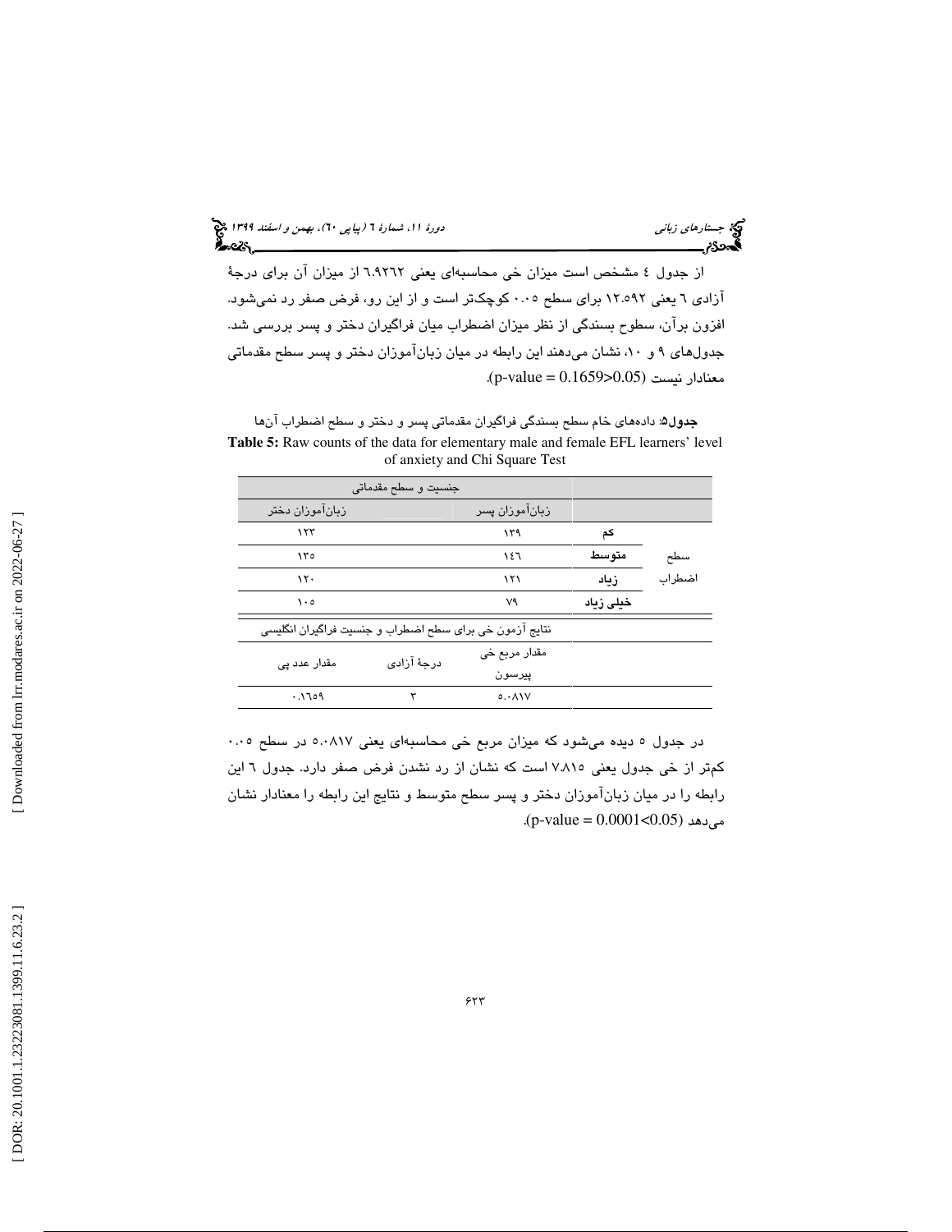از جدول ٤ مشخص است میزان خی محاسبه‌ای یعنی ٦.٩٢٦٢ از میزان آن برای درجهٔ آزادی ٦ یعنی ١٢.٥٩٢ برای سطح ٠.٠٥ کوچک‌تر است و از این رو، فرض صفر رد نمی‌شود. افزون برآن، سطوح بسندگی از نظر میزان اضطراب میان فراگیران دختر و پسر بررسی شد. جدول‌های ٩ و ١٠، نشان می‌دهند این رابطه در میان زبان‌آموزان دختر و پسر سطح مقدماتی معنادار نیست ($p\text{-value} = 0.1659>0.05$).

**جدول٥:** داده‌های خام سطح بسندگی فراگیران مقدماتی پسر و دختر و سطح اضطراب آن‌ها

**Table 5:** Raw counts of the data for elementary male and female EFL learners' level of anxiety and Chi Square Test

| | | جنسیت و سطح مقدماتی | |
|---|---|---|---|
| | | زبان‌آموزان پسر | زبان‌آموزان دختر |
| سطح اضطراب | کم | ١٣٩ | ١٢٣ |
| | متوسط | ١٤٦ | ١٣٥ |
| | زیاد | ١٢١ | ١٢٠ |
| | خیلی زیاد | ٧٩ | ١٠٥ |

| نتایج آزمون خی برای سطح اضطراب و جنسیت فراگیران انگلیسی | | |
|---|---|---|
| مقدار مربع خی پیرسون | درجهٔ آزادی | مقدار عدد پی |
| ٥.٠٨١٧ | ٣ | ٠.١٦٥٩ |

در جدول ٥ دیده می‌شود که میزان مربع خی محاسبه‌ای یعنی ٥.٠٨١٧ در سطح ٠.٠٥ کم‌تر از خی جدول یعنی ٧.٨١٥ است که نشان از رد نشدن فرض صفر دارد. جدول ٦ این رابطه را در میان زبان‌آموزان دختر و پسر سطح متوسط و نتایج این رابطه را معنادار نشان می‌دهد ($p\text{-value} = 0.0001<0.05$).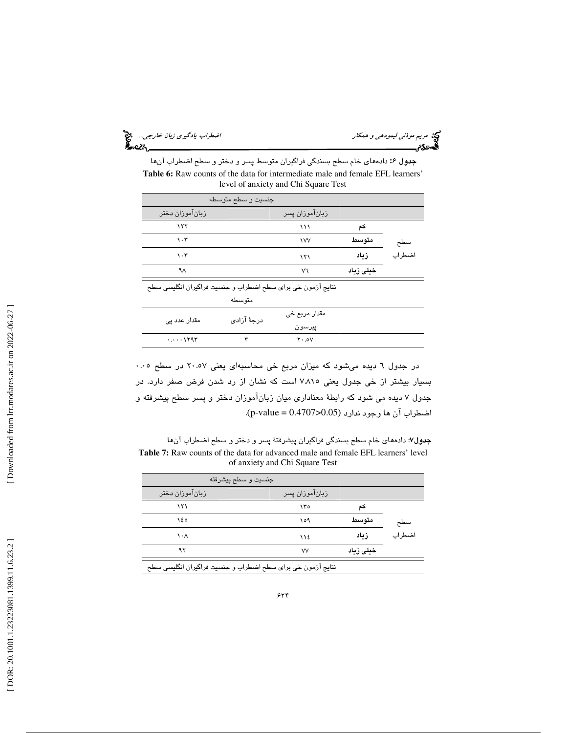**جدول ۶:** داده‌های خام سطح بسندگی فراگیران متوسط پسر و دختر و سطح اضطراب آن‌ها

**Table 6:** Raw counts of the data for intermediate male and female EFL learners' level of anxiety and Chi Square Test

| | | جنسیت و سطح متوسطه | |
|---|---|---|---|
| | | زبان‌آموزان پسر | زبان‌آموزان دختر |
| سطح اضطراب | **کم** | ۱۱۱ | ۱۲۲ |
| | **متوسط** | ۱۷۷ | ۱۰۳ |
| | **زیاد** | ۱۲۱ | ۱۰۳ |
| | **خیلی زیاد** | ۷٦ | ۹۸ |

| نتایج آزمون خی برای سطح اضطراب و جنسیت فراگیران انگلیسی سطح متوسطه | | |
|---|---|---|
| مقدار مربع خی پیرسون | درجهٔ آزادی | مقدار عدد پی |
| ۲۰.۵۷ | ۳ | ۰.۰۰۰۱۲۹۳ |

در جدول ٦ دیده می‌شود که میزان مربع خی محاسبه‌ای یعنی ۲۰.۵۷ در سطح ۰.۰۵ بسیار بیشتر از خی جدول یعنی ۷.۸۱۵ است که نشان از رد شدن فرض صفر دارد. در جدول ۷ دیده می شود که رابطهٔ معناداری میان زبان‌آموزان دختر و پسر سطح پیشرفته و اضطراب آن ها وجود ندارد (p-value = 0.4707>0.05).

**جدول۷**: داده‌های خام سطح بسندگی فراگیران پیشرفتهٔ پسر و دختر و سطح اضطراب آن‌ها

**Table 7:** Raw counts of the data for advanced male and female EFL learners' level of anxiety and Chi Square Test

| | | جنسیت و سطح پیشرفته | |
|---|---|---|---|
| | | زبان‌آموزان پسر | زبان‌آموزان دختر |
| سطح اضطراب | **کم** | ۱۳۵ | ۱۲۱ |
| | **متوسط** | ۱۵۹ | ۱٤۵ |
| | **زیاد** | ۱۱٤ | ۱۰۸ |
| | **خیلی زیاد** | ۷۷ | ۹۲ |

نتایج آزمون خی برای سطح اضطراب و جنسیت فراگیران انگلیسی سطح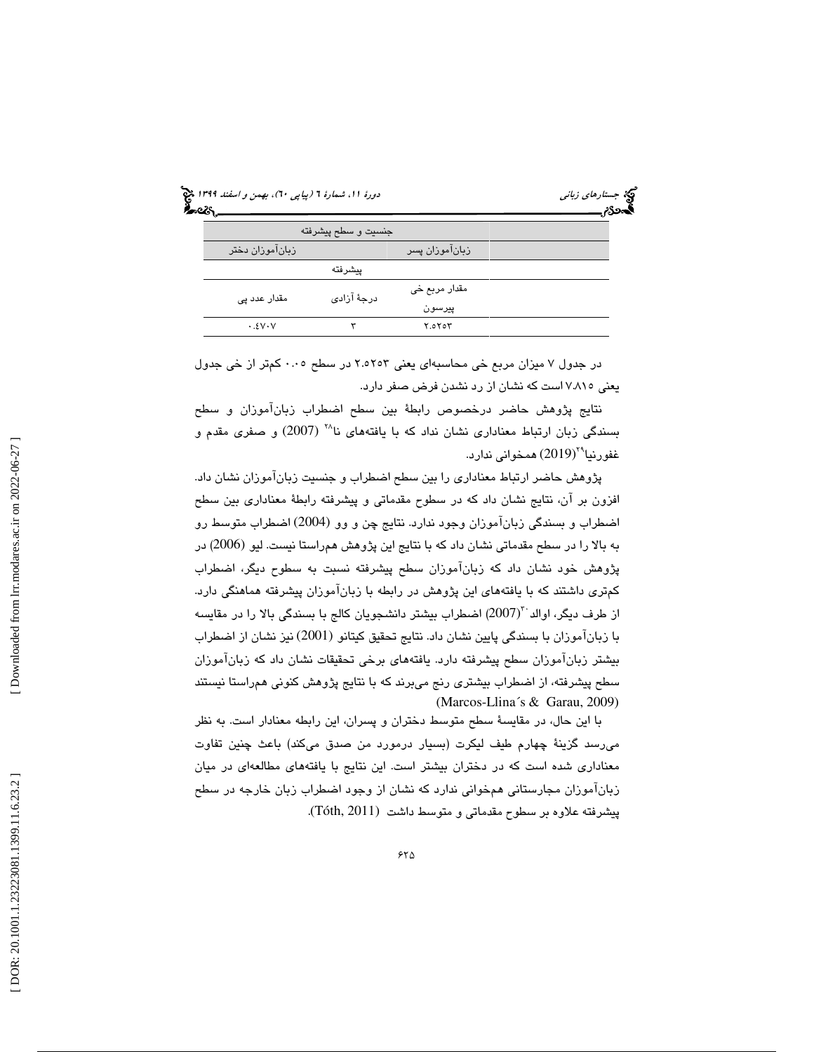| جنسیت و سطح پیشرفته | | | |
|---|---|---|---|
| زبان‌آموزان دختر | | زبان‌آموزان پسر | |
| پیشرفته | | | |
| مقدار عدد پی | درجهٔ آزادی | مقدار مربع خی پیرسون | |
| ۰.۴۷۰۷ | ۳ | ۲.۵۲۵۳ | |

در جدول ۷ میزان مربع خی محاسبه‌ای یعنی ۲.۵۲۵۳ در سطح ۰.۰۵ کم‌تر از خی جدول یعنی ۷.۸۱۵ است که نشان از رد نشدن فرض صفر دارد.

نتایج پژوهش حاضر درخصوص رابطهٔ بین سطح اضطراب زبان‌آموزان و سطح بسندگی زبان ارتباط معناداری نشان نداد که با یافته‌های نا[۲۸] (2007) و صفری مقدم و غفورنیا[۲۹](2019) همخوانی ندارد.

پژوهش حاضر ارتباط معناداری را بین سطح اضطراب و جنسیت زبان‌آموزان نشان داد. افزون بر آن، نتایج نشان داد که در سطوح مقدماتی و پیشرفته رابطهٔ معناداری بین سطح اضطراب و بسندگی زبان‌آموزان وجود ندارد. نتایج چن و وو (2004) اضطراب متوسط رو به بالا را در سطح مقدماتی نشان داد که با نتایج این پژوهش هم‌راستا نیست. لیو (2006) در پژوهش خود نشان داد که زبان‌آموزان سطح پیشرفته نسبت به سطوح دیگر، اضطراب کم‌تری داشتند که با یافته‌های این پژوهش در رابطه با زبان‌آموزان پیشرفته هماهنگی دارد. از طرف دیگر، اوالد[۳۰](2007) اضطراب بیشتر دانشجویان کالج با بسندگی بالا را در مقایسه با زبان‌آموزان با بسندگی پایین نشان داد. نتایج تحقیق کیتانو (2001) نیز نشان از اضطراب بیشتر زبان‌آموزان سطح پیشرفته دارد. یافته‌های برخی تحقیقات نشان داد که زبان‌آموزان سطح پیشرفته، از اضطراب بیشتری رنج می‌برند که با نتایج پژوهش کنونی هم‌راستا نیستند (Marcos-Llina´s & Garau, 2009)

با این حال، در مقایسهٔ سطح متوسط دختران و پسران، این رابطه معنادار است. به نظر می‌رسد گزینهٔ چهارم طیف لیکرت (بسیار درمورد من صدق می‌کند) باعث چنین تفاوت معناداری شده است که در دختران بیشتر است. این نتایج با یافته‌های مطالعه‌ای در میان زبان‌آموزان مجارستانی همخوانی ندارد که نشان از وجود اضطراب زبان خارجه در سطح پیشرفته علاوه بر سطوح مقدماتی و متوسط داشت (Tóth, 2011).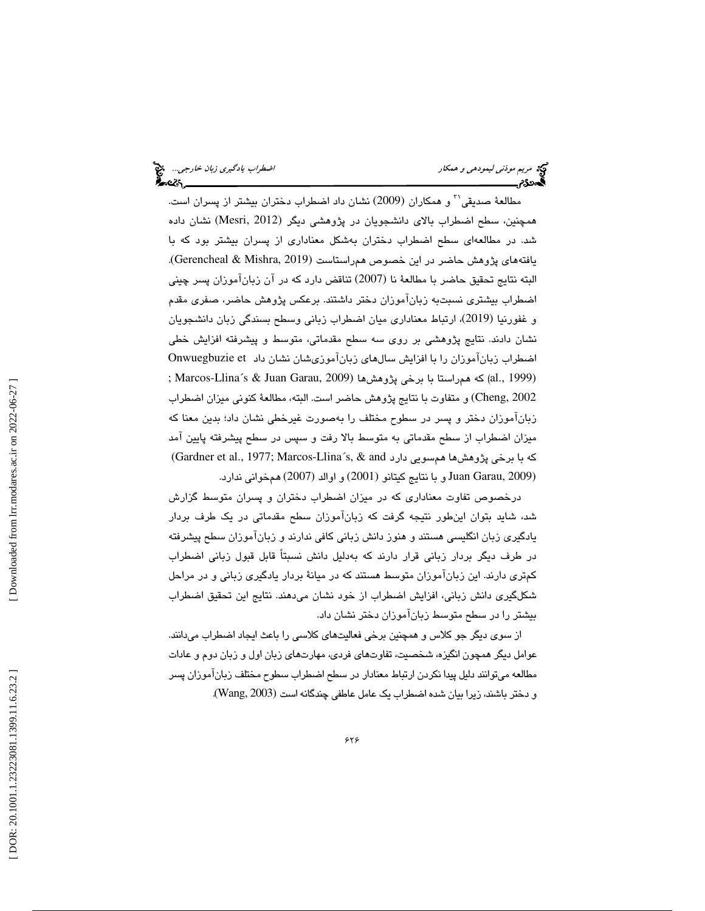مطالعهٔ صدیقی[31] و همکاران (2009) نشان داد اضطراب دختران بیشتر از پسران است. همچنین، سطح اضطراب بالای دانشجویان در پژوهشی دیگر (Mesri, 2012) نشان داده شد. در مطالعه‌ای سطح اضطراب دختران به‌شکل معناداری از پسران بیشتر بود که با یافته‌های پژوهش حاضر در این خصوص هم‌راستاست (Gerencheal & Mishra, 2019). البته نتایج تحقیق حاضر با مطالعهٔ نا (2007) تناقض دارد که در آن زبان‌آموزان پسر چینی اضطراب بیشتری نسبت‌به زبان‌آموزان دختر داشتند. برعکس پژوهش حاضر، صفری مقدم و غفورنیا (2019)، ارتباط معناداری میان اضطراب زبانی وسطح بسندگی زبان دانشجویان نشان دادند. نتایج پژوهشی بر روی سه سطح مقدماتی، متوسط و پیشرفته افزایش خطی اضطراب زبان‌آموزان را با افزایش سال‌های زبان‌آموزی‌شان نشان داد Onwuegbuzie et al., 1999) که هم‌راستا با برخی پژوهش‌ها (Marcos-Llina´s & Juan Garau, 2009 ; Cheng, 2002) و متفاوت با نتایج پژوهش حاضر است. البته، مطالعهٔ کنونی میزان اضطراب زبان‌آموزان دختر و پسر در سطوح مختلف را به‌صورت غیرخطی نشان داد؛ بدین معنا که میزان اضطراب از سطح مقدماتی به متوسط بالا رفت و سپس در سطح پیشرفته پایین آمد که با برخی پژوهش‌ها هم‌سویی دارد (Gardner et al., 1977; Marcos-Llina´s, & and Juan Garau, 2009) و با نتایج کیتانو (2001) و اوالد (2007) هم‌خوانی ندارد.

درخصوص تفاوت معناداری که در میزان اضطراب دختران و پسران متوسط گزارش شد، شاید بتوان این‌طور نتیجه گرفت که زبان‌آموزان سطح مقدماتی در یک طرف بردار یادگیری زبان انگلیسی هستند و هنوز دانش زبانی کافی ندارند و زبان‌آموزان سطح پیشرفته در طرف دیگر بردار زبانی قرار دارند که به‌دلیل دانش نسبتاً قابل قبول زبانی اضطراب کم‌تری دارند. این زبان‌آموزان متوسط هستند که در میانهٔ بردار یادگیری زبانی و در مراحل شکل‌گیری دانش زبانی، افزایش اضطراب از خود نشان می‌دهند. نتایج این تحقیق اضطراب بیشتر را در سطح متوسط زبان‌آموزان دختر نشان داد.

از سوی دیگر جو کلاس و همچنین برخی فعالیت‌های کلاسی را باعث ایجاد اضطراب می‌دانند. عوامل دیگر همچون انگیزه، شخصیت، تفاوت‌های فردی، مهارت‌های زبان اول و زبان دوم و عادات مطالعه می‌توانند دلیل پیدا نکردن ارتباط معنادار در سطح اضطراب سطوح مختلف زبان‌آموزان پسر و دختر باشند، زیرا بیان شده اضطراب یک عامل عاطفی چندگانه است (Wang, 2003).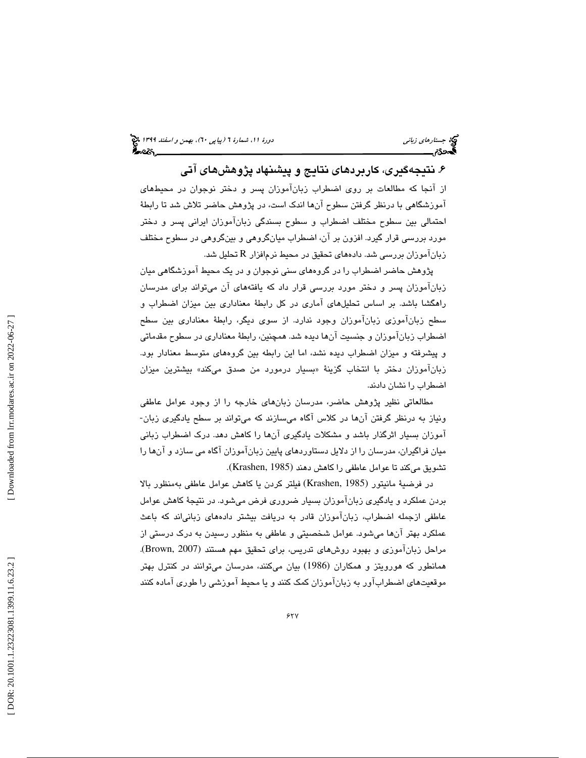## ۶. نتیجه‌گیری، کاربردهای نتایج و پیشنهاد پژوهش‌های آتی

از آنجا که مطالعات بر روی اضطراب زبان‌آموزان پسر و دختر نوجوان در محیطهای آموزشگاهی با درنظر گرفتن سطوح آن‌ها اندک است، در پژوهش حاضر تلاش شد تا رابطهٔ احتمالی بین سطوح مختلف اضطراب و سطوح بسندگی زبان‌آموزان ایرانی پسر و دختر مورد بررسی قرار گیرد. افزون بر آن، اضطراب میان‌گروهی و بین‌گروهی در سطوح مختلف زبان‌آموزان بررسی شد. داده‌های تحقیق در محیط نرم‌افزار R تحلیل شد.

پژوهش حاضر اضطراب را در گروه‌های سنی نوجوان و در یک محیط آموزشگاهی میان زبان‌آموزان پسر و دختر مورد بررسی قرار داد که یافته‌های آن می‌تواند برای مدرسان راهگشا باشد. بر اساس تحلیل‌های آماری در کل رابطهٔ معناداری بین میزان اضطراب و سطح زبان‌آموزی زبان‌آموزان وجود ندارد. از سوی دیگر، رابطهٔ معناداری بین سطح اضطراب زبان‌آموزان و جنسیت آن‌ها دیده شد. همچنین، رابطهٔ معناداری در سطوح مقدماتی و پیشرفته و میزان اضطراب دیده نشد، اما این رابطه بین گروه‌های متوسط معنادار بود. زبان‌آموزان دختر با انتخاب گزینهٔ «بسیار درمورد من صدق می‌کند» بیشترین میزان اضطراب را نشان دادند.

مطالعاتی نظیر پژوهش حاضر، مدرسان زبان‌های خارجه را از وجود عوامل عاطفی ونیاز به درنظر گرفتن آن‌ها در کلاس آگاه می‌سازند که می‌تواند بر سطح یادگیری زبان‌آموزان بسیار اثرگذار باشد و مشکلات یادگیری آن‌ها را کاهش دهد. درک اضطراب زبانی میان فراگیران، مدرسان را از دلایل دستاوردهای پایین زبان‌آموزان آگاه می سازد و آن‌ها را تشویق می‌کند تا عوامل عاطفی را کاهش دهند (Krashen, 1985).

در فرضیهٔ مانیتور (Krashen, 1985) فیلتر کردن یا کاهش عوامل عاطفی به‌منظور بالا بردن عملکرد و یادگیری زبان‌آموزان بسیار ضروری فرض می‌شود. در نتیجهٔ کاهش عوامل عاطفی ازجمله اضطراب، زبان‌آموزان قادر به دریافت بیشتر داده‌های زبانی‌اند که باعث عملکرد بهتر آن‌ها می‌شود. عوامل شخصیتی و عاطفی به منظور رسیدن به درک درستی از مراحل زبان‌آموزی و بهبود روش‌های تدریس، برای تحقیق مهم هستند (Brown, 2007). همانطور که هورویتز و همکاران (1986) بیان می‌کنند، مدرسان می‌توانند در کنترل بهتر موقعیت‌های اضطراب‌آور به زبان‌آموزان کمک کنند و یا محیط آموزشی را طوری آماده کنند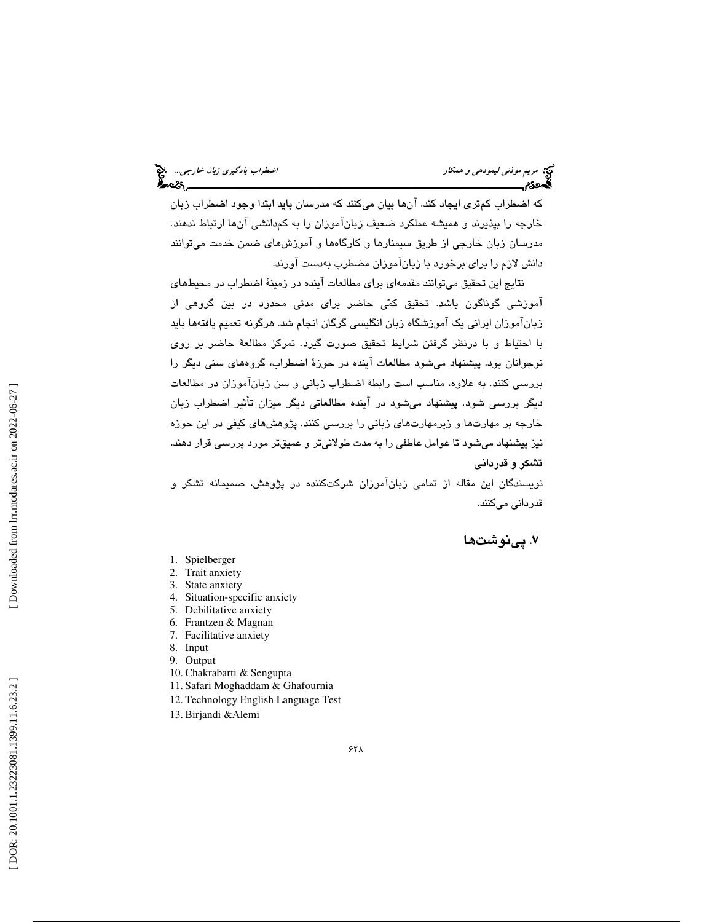که اضطراب کم‌تری ایجاد کند. آن‌ها بیان می‌کنند که مدرسان باید ابتدا وجود اضطراب زبان خارجه را بپذیرند و همیشه عملکرد ضعیف زبان‌آموزان را به کم‌دانشی آن‌ها ارتباط ندهند. مدرسان زبان خارجی از طریق سیمنارها و کارگاه‌ها و آموزش‌های ضمن خدمت می‌توانند دانش لازم را برای برخورد با زبان‌آموزان مضطرب به‌دست آورند.

نتایج این تحقیق می‌توانند مقدمه‌ای برای مطالعات آینده در زمینهٔ اضطراب در محیط‌های آموزشی گوناگون باشد. تحقیق کمّی حاضر برای مدتی محدود در بین گروهی از زبان‌آموزان ایرانی یک آموزشگاه زبان انگلیسی گرگان انجام شد. هرگونه تعمیم یافته‌ها باید با احتیاط و با درنظر گرفتن شرایط تحقیق صورت گیرد. تمرکز مطالعهٔ حاضر بر روی نوجوانان بود. پیشنهاد می‌شود مطالعات آینده در حوزهٔ اضطراب، گروه‌های سنی دیگر را بررسی کنند. به علاوه، مناسب است رابطهٔ اضطراب زبانی و سن زبان‌آموزان در مطالعات دیگر بررسی شود. پیشنهاد می‌شود در آینده مطالعاتی دیگر میزان تأثیر اضطراب زبان خارجه بر مهارت‌ها و زیرمهارت‌های زبانی را بررسی کنند. پژوهش‌های کیفی در این حوزه نیز پیشنهاد می‌شود تا عوامل عاطفی را به مدت طولانی‌تر و عمیق‌تر مورد بررسی قرار دهند.

**تشکر و قدردانی**

نویسندگان این مقاله از تمامی زبان‌آموزان شرکت‌کننده در پژوهش، صمیمانه تشکر و قدردانی می‌کنند.

## ۷. پی‌نوشت‌ها

1. Spielberger
2. Trait anxiety
3. State anxiety
4. Situation-specific anxiety
5. Debilitative anxiety
6. Frantzen & Magnan
7. Facilitative anxiety
8. Input
9. Output
10. Chakrabarti & Sengupta
11. Safari Moghaddam & Ghafournia
12. Technology English Language Test
13. Birjandi &Alemi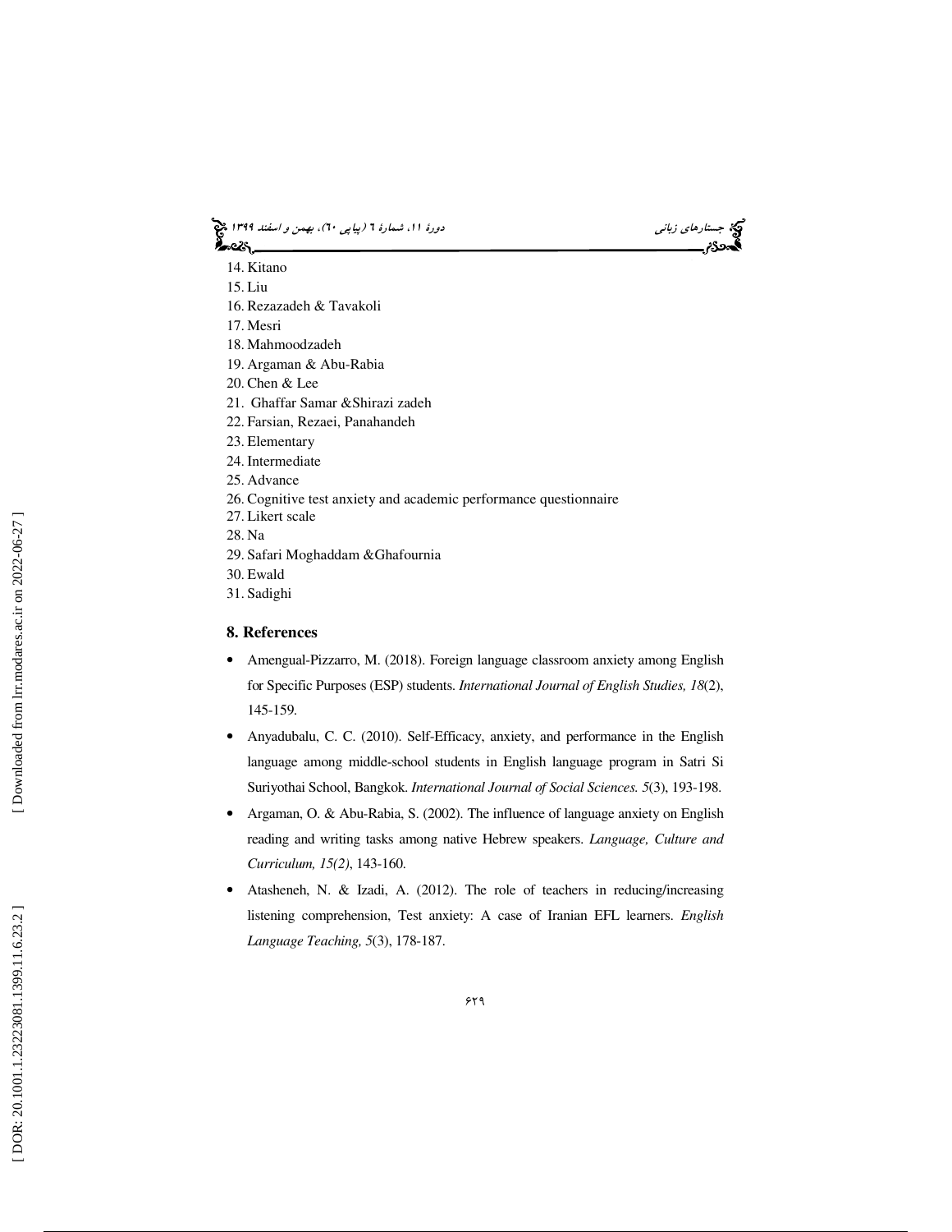14. Kitano
15. Liu
16. Rezazadeh & Tavakoli
17. Mesri
18. Mahmoodzadeh
19. Argaman & Abu-Rabia
20. Chen & Lee
21. Ghaffar Samar &Shirazi zadeh
22. Farsian, Rezaei, Panahandeh
23. Elementary
24. Intermediate
25. Advance
26. Cognitive test anxiety and academic performance questionnaire
27. Likert scale
28. Na
29. Safari Moghaddam &Ghafournia
30. Ewald
31. Sadighi

## 8. References

- Amengual-Pizzarro, M. (2018). Foreign language classroom anxiety among English for Specific Purposes (ESP) students. *International Journal of English Studies, 18*(2), 145-159.
- Anyadubalu, C. C. (2010). Self-Efficacy, anxiety, and performance in the English language among middle-school students in English language program in Satri Si Suriyothai School, Bangkok. *International Journal of Social Sciences. 5*(3), 193-198.
- Argaman, O. & Abu-Rabia, S. (2002). The influence of language anxiety on English reading and writing tasks among native Hebrew speakers. *Language, Culture and Curriculum, 15(2)*, 143-160.
- Atasheneh, N. & Izadi, A. (2012). The role of teachers in reducing/increasing listening comprehension, Test anxiety: A case of Iranian EFL learners. *English Language Teaching, 5*(3), 178-187.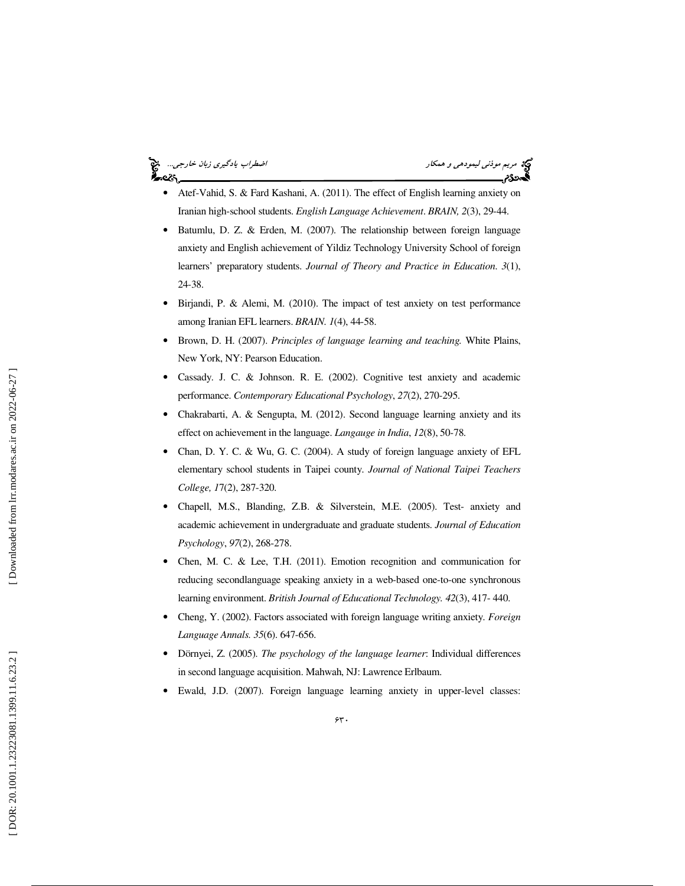- Atef-Vahid, S. & Fard Kashani, A. (2011). The effect of English learning anxiety on Iranian high-school students. *English Language Achievement*. *BRAIN, 2*(3), 29-44.
- Batumlu, D. Z. & Erden, M. (2007). The relationship between foreign language anxiety and English achievement of Yildiz Technology University School of foreign learners' preparatory students. *Journal of Theory and Practice in Education*. *3*(1), 24-38.
- Birjandi, P. & Alemi, M. (2010). The impact of test anxiety on test performance among Iranian EFL learners. *BRAIN*. *1*(4), 44-58.
- Brown, D. H. (2007). *Principles of language learning and teaching.* White Plains, New York, NY: Pearson Education.
- Cassady. J. C. & Johnson. R. E. (2002). Cognitive test anxiety and academic performance. *Contemporary Educational Psychology*, *27*(2), 270-295.
- Chakrabarti, A. & Sengupta, M. (2012). Second language learning anxiety and its effect on achievement in the language. *Langauge in India*, *12*(8), 50-78.
- Chan, D. Y. C. & Wu, G. C. (2004). A study of foreign language anxiety of EFL elementary school students in Taipei county. *Journal of National Taipei Teachers College, 17*(2), 287-320.
- Chapell, M.S., Blanding, Z.B. & Silverstein, M.E. (2005). Test- anxiety and academic achievement in undergraduate and graduate students. *Journal of Education Psychology*, *97*(2), 268-278.
- Chen, M. C. & Lee, T.H. (2011). Emotion recognition and communication for reducing secondlanguage speaking anxiety in a web-based one-to-one synchronous learning environment. *British Journal of Educational Technology. 42*(3), 417- 440.
- Cheng, Y. (2002). Factors associated with foreign language writing anxiety. *Foreign Language Annals. 35*(6). 647-656.
- Dörnyei, Z. (2005). *The psychology of the language learner*: Individual differences in second language acquisition. Mahwah, NJ: Lawrence Erlbaum.
- Ewald, J.D. (2007). Foreign language learning anxiety in upper-level classes: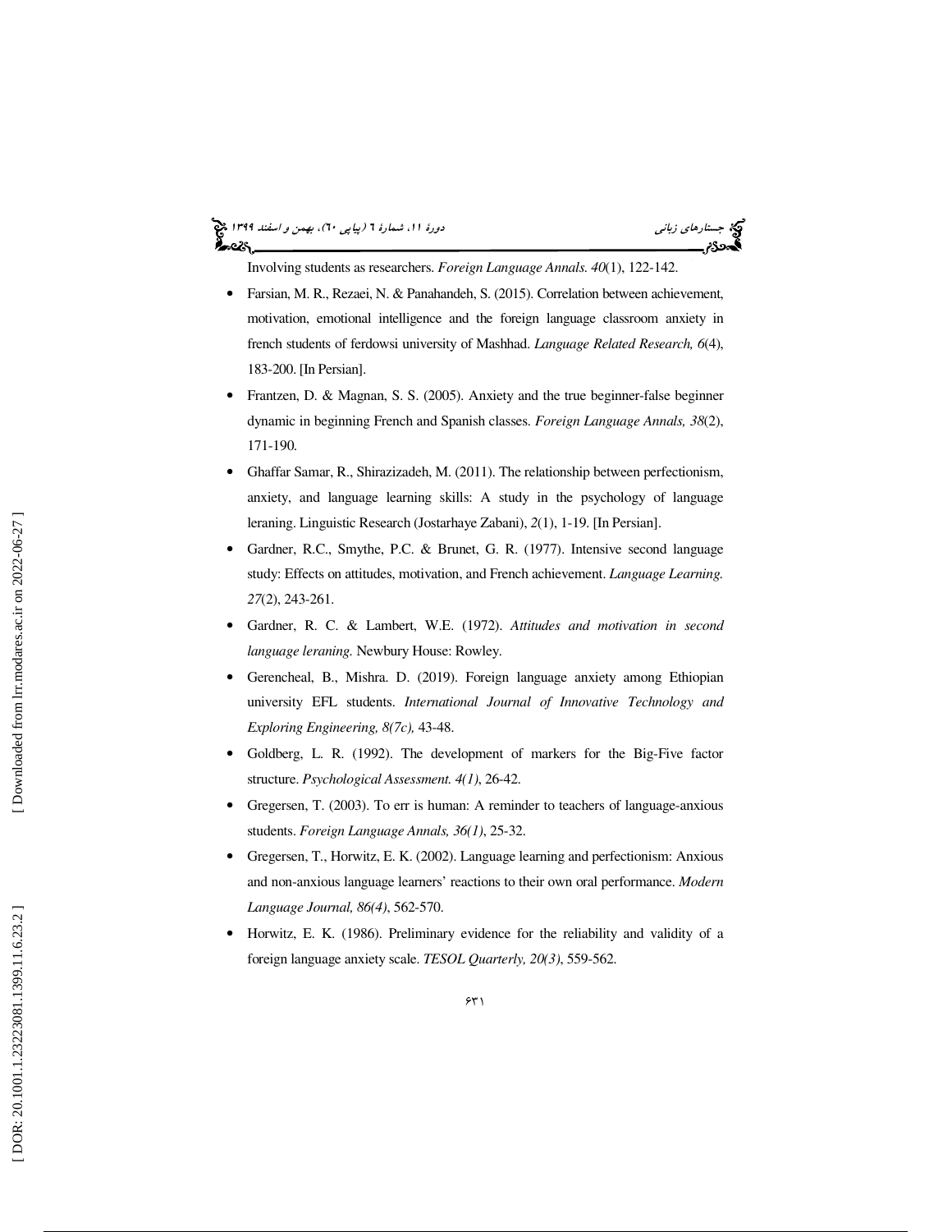Involving students as researchers. *Foreign Language Annals. 40*(1), 122-142.

- Farsian, M. R., Rezaei, N. & Panahandeh, S. (2015). Correlation between achievement, motivation, emotional intelligence and the foreign language classroom anxiety in french students of ferdowsi university of Mashhad. *Language Related Research, 6*(4), 183-200. [In Persian].
- Frantzen, D. & Magnan, S. S. (2005). Anxiety and the true beginner-false beginner dynamic in beginning French and Spanish classes. *Foreign Language Annals, 38*(2), 171-190.
- Ghaffar Samar, R., Shirazizadeh, M. (2011). The relationship between perfectionism, anxiety, and language learning skills: A study in the psychology of language leraning. Linguistic Research (Jostarhaye Zabani), *2*(1), 1-19. [In Persian].
- Gardner, R.C., Smythe, P.C. & Brunet, G. R. (1977). Intensive second language study: Effects on attitudes, motivation, and French achievement. *Language Learning. 27*(2), 243-261.
- Gardner, R. C. & Lambert, W.E. (1972). *Attitudes and motivation in second language leraning.* Newbury House: Rowley.
- Gerencheal, B., Mishra. D. (2019). Foreign language anxiety among Ethiopian university EFL students. *International Journal of Innovative Technology and Exploring Engineering, 8(7c),* 43-48.
- Goldberg, L. R. (1992). The development of markers for the Big-Five factor structure. *Psychological Assessment. 4(1)*, 26-42.
- Gregersen, T. (2003). To err is human: A reminder to teachers of language-anxious students. *Foreign Language Annals, 36(1)*, 25-32.
- Gregersen, T., Horwitz, E. K. (2002). Language learning and perfectionism: Anxious and non-anxious language learners' reactions to their own oral performance. *Modern Language Journal, 86(4)*, 562-570.
- Horwitz, E. K. (1986). Preliminary evidence for the reliability and validity of a foreign language anxiety scale. *TESOL Quarterly, 20(3)*, 559-562.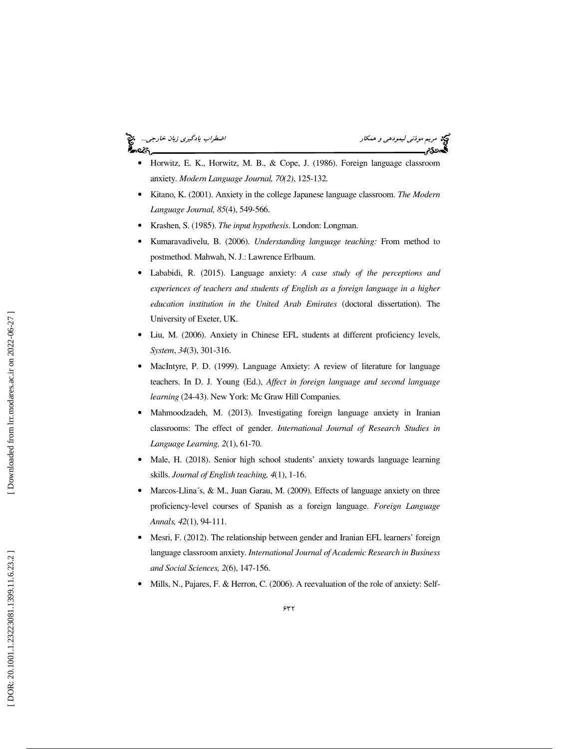- Horwitz, E. K., Horwitz, M. B., & Cope, J. (1986). Foreign language classroom anxiety. *Modern Language Journal, 70(2)*, 125-132.
- Kitano, K. (2001). Anxiety in the college Japanese language classroom. *The Modern Language Journal, 85*(4), 549-566.
- Krashen, S. (1985). *The input hypothesis*. London: Longman.
- Kumaravadivelu, B. (2006). *Understanding language teaching:* From method to postmethod. Mahwah, N. J.: Lawrence Erlbaum.
- Lababidi, R. (2015). Language anxiety: *A case study of the perceptions and experiences of teachers and students of English as a foreign language in a higher education institution in the United Arab Emirates* (doctoral dissertation). The University of Exeter, UK.
- Liu, M. (2006). Anxiety in Chinese EFL students at different proficiency levels, *System*, *34*(3), 301-316.
- MacIntyre, P. D. (1999). Language Anxiety: A review of literature for language teachers. In D. J. Young (Ed.), *Affect in foreign language and second language learning* (24-43). New York: Mc Graw Hill Companies.
- Mahmoodzadeh, M. (2013). Investigating foreign language anxiety in Iranian classrooms: The effect of gender. *International Journal of Research Studies in Language Learning, 2*(1), 61-70.
- Male, H. (2018). Senior high school students' anxiety towards language learning skills. *Journal of English teaching, 4*(1), 1-16.
- Marcos-Llina´s, & M., Juan Garau, M. (2009). Effects of language anxiety on three proficiency-level courses of Spanish as a foreign language. *Foreign Language Annals, 42*(1), 94-111.
- Mesri, F. (2012). The relationship between gender and Iranian EFL learners' foreign language classroom anxiety. *International Journal of Academic Research in Business and Social Sciences, 2*(6), 147-156.
- Mills, N., Pajares, F. & Herron, C. (2006). A reevaluation of the role of anxiety: Self-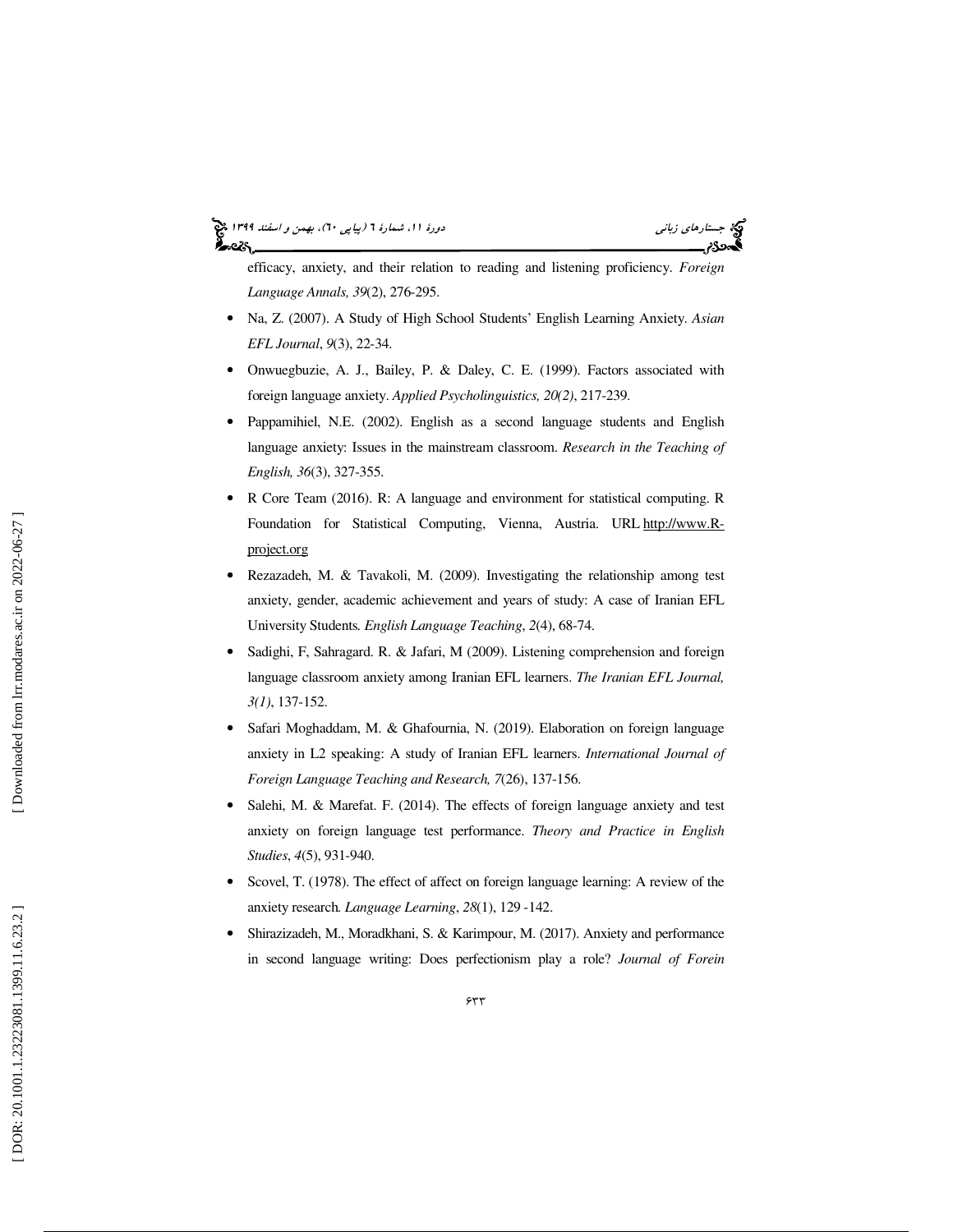efficacy, anxiety, and their relation to reading and listening proficiency. *Foreign Language Annals, 39*(2), 276-295.

- Na, Z. (2007). A Study of High School Students' English Learning Anxiety. *Asian EFL Journal*, *9*(3), 22-34.
- Onwuegbuzie, A. J., Bailey, P. & Daley, C. E. (1999). Factors associated with foreign language anxiety. *Applied Psycholinguistics, 20(2)*, 217-239.
- Pappamihiel, N.E. (2002). English as a second language students and English language anxiety: Issues in the mainstream classroom. *Research in the Teaching of English, 36*(3), 327-355.
- R Core Team (2016). R: A language and environment for statistical computing. R Foundation for Statistical Computing, Vienna, Austria. URL http://www.R-project.org
- Rezazadeh, M. & Tavakoli, M. (2009). Investigating the relationship among test anxiety, gender, academic achievement and years of study: A case of Iranian EFL University Students. *English Language Teaching*, *2*(4), 68-74.
- Sadighi, F, Sahragard. R. & Jafari, M (2009). Listening comprehension and foreign language classroom anxiety among Iranian EFL learners. *The Iranian EFL Journal, 3(1)*, 137-152.
- Safari Moghaddam, M. & Ghafournia, N. (2019). Elaboration on foreign language anxiety in L2 speaking: A study of Iranian EFL learners. *International Journal of Foreign Language Teaching and Research, 7*(26), 137-156.
- Salehi, M. & Marefat. F. (2014). The effects of foreign language anxiety and test anxiety on foreign language test performance. *Theory and Practice in English Studies*, *4*(5), 931-940.
- Scovel, T. (1978). The effect of affect on foreign language learning: A review of the anxiety research. *Language Learning*, *28*(1), 129 -142.
- Shirazizadeh, M., Moradkhani, S. & Karimpour, M. (2017). Anxiety and performance in second language writing: Does perfectionism play a role? *Journal of Forein*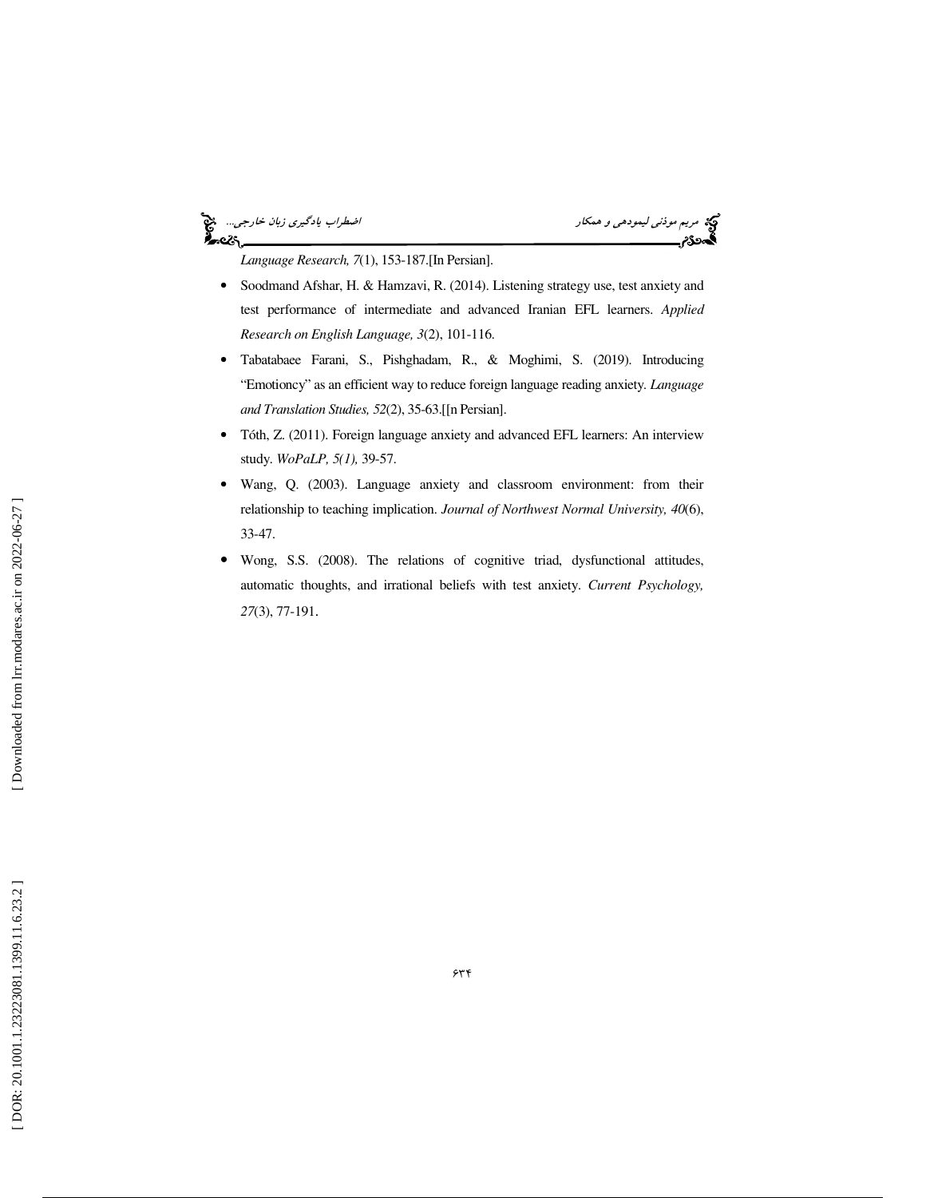*Language Research, 7*(1), 153-187.[In Persian].

- Soodmand Afshar, H. & Hamzavi, R. (2014). Listening strategy use, test anxiety and test performance of intermediate and advanced Iranian EFL learners. *Applied Research on English Language, 3*(2), 101-116.
- Tabatabaee Farani, S., Pishghadam, R., & Moghimi, S. (2019). Introducing "Emotioncy" as an efficient way to reduce foreign language reading anxiety. *Language and Translation Studies, 52*(2), 35-63.[[n Persian].
- Tóth, Z. (2011). Foreign language anxiety and advanced EFL learners: An interview study. *WoPaLP, 5(1),* 39-57.
- Wang, Q. (2003). Language anxiety and classroom environment: from their relationship to teaching implication. *Journal of Northwest Normal University, 40*(6), 33-47.
- Wong, S.S. (2008). The relations of cognitive triad, dysfunctional attitudes, automatic thoughts, and irrational beliefs with test anxiety. *Current Psychology, 27*(3), 77-191.